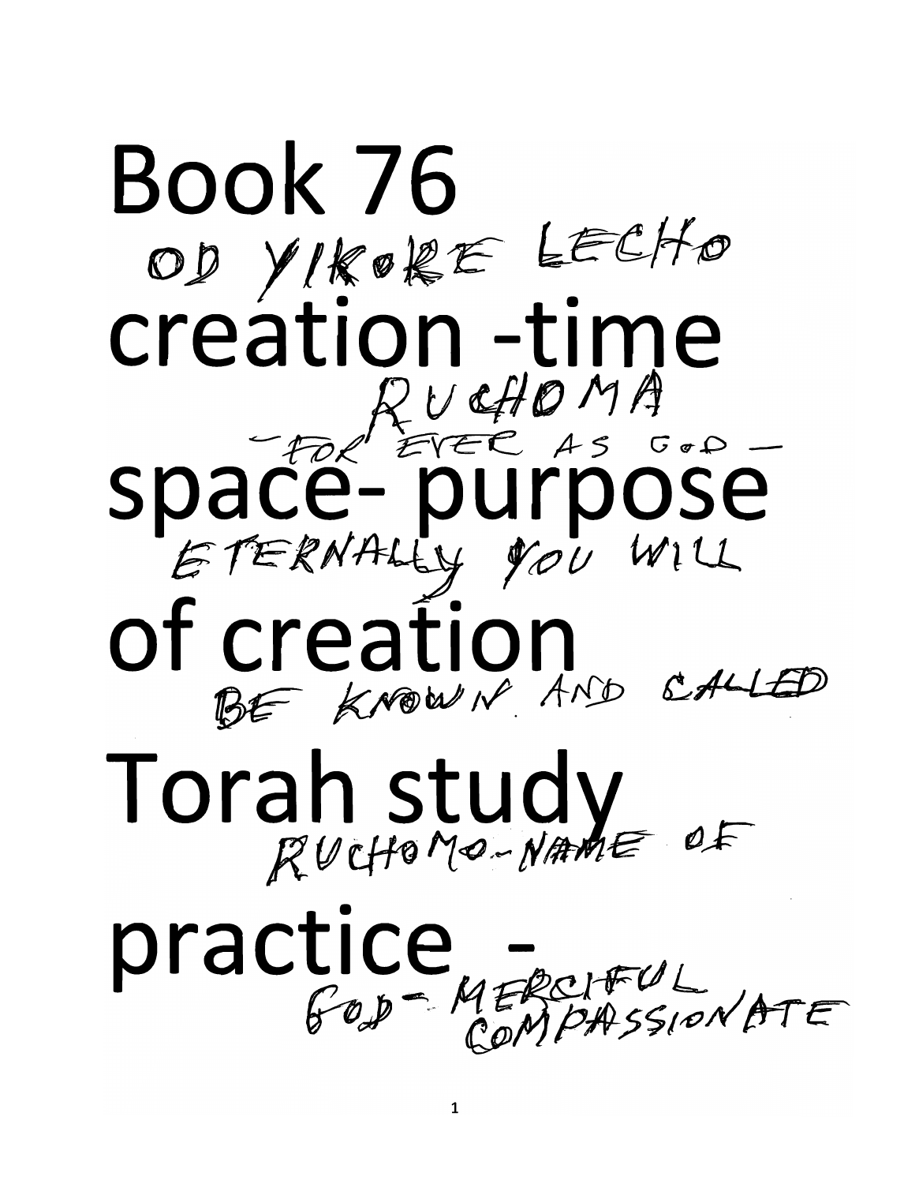# Book 76

OD YIKORE LECHO

# creation -time

RUCHOMA

-FOR EVER AS GOD-

# space- purpose

ETERNALLY YOU WILL

# of creation

BE KNOWN AND CALLED

# Torah study

RUCHOMO-NAME OF

# practice -

GOD- MERCIFUL COMPASSIONATE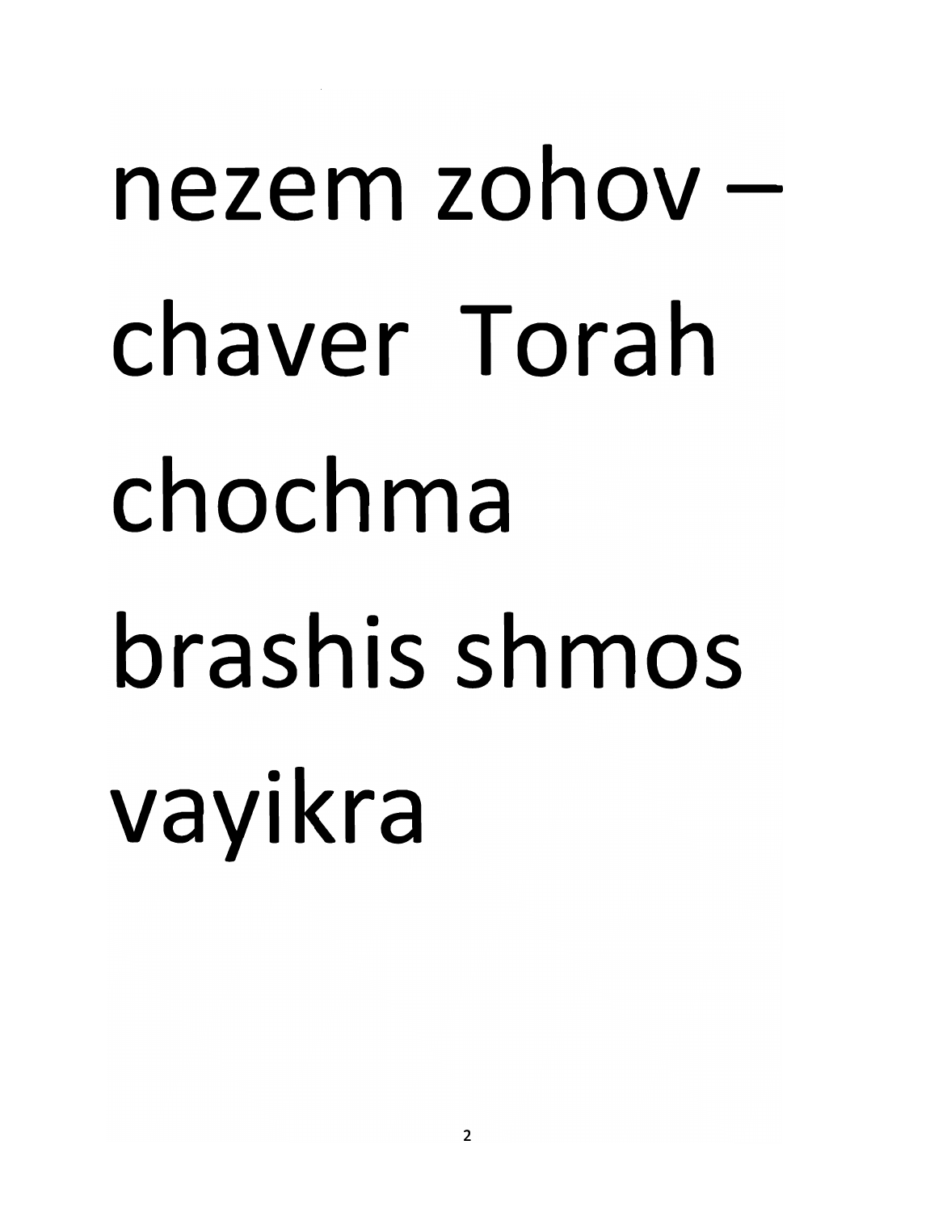nezem zohov – chaver Torah chochma brashis shmos vayikra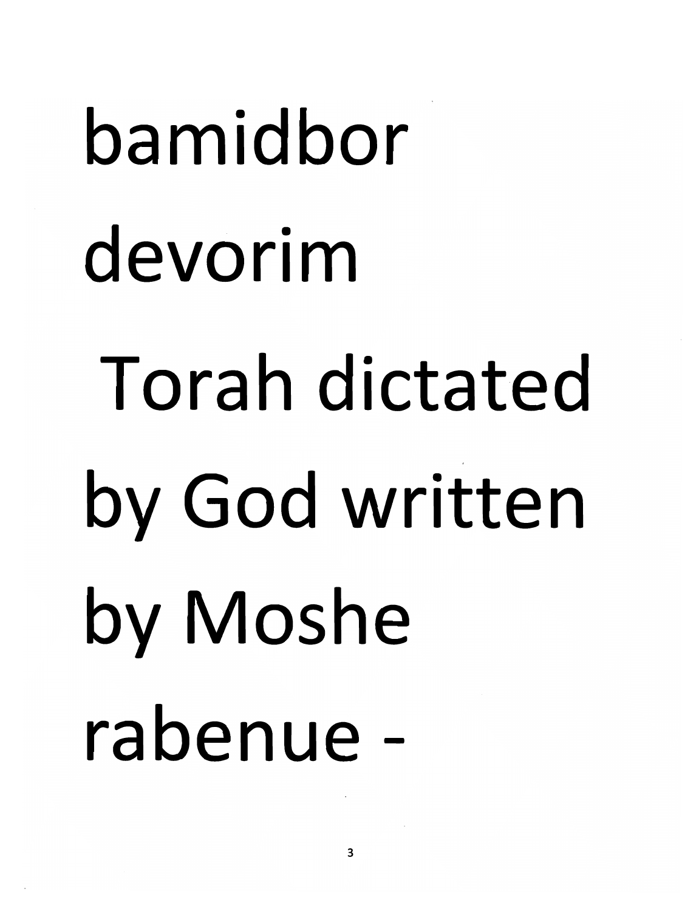bamidbor

devorim

Torah dictated

by God written

by Moshe

rabenue -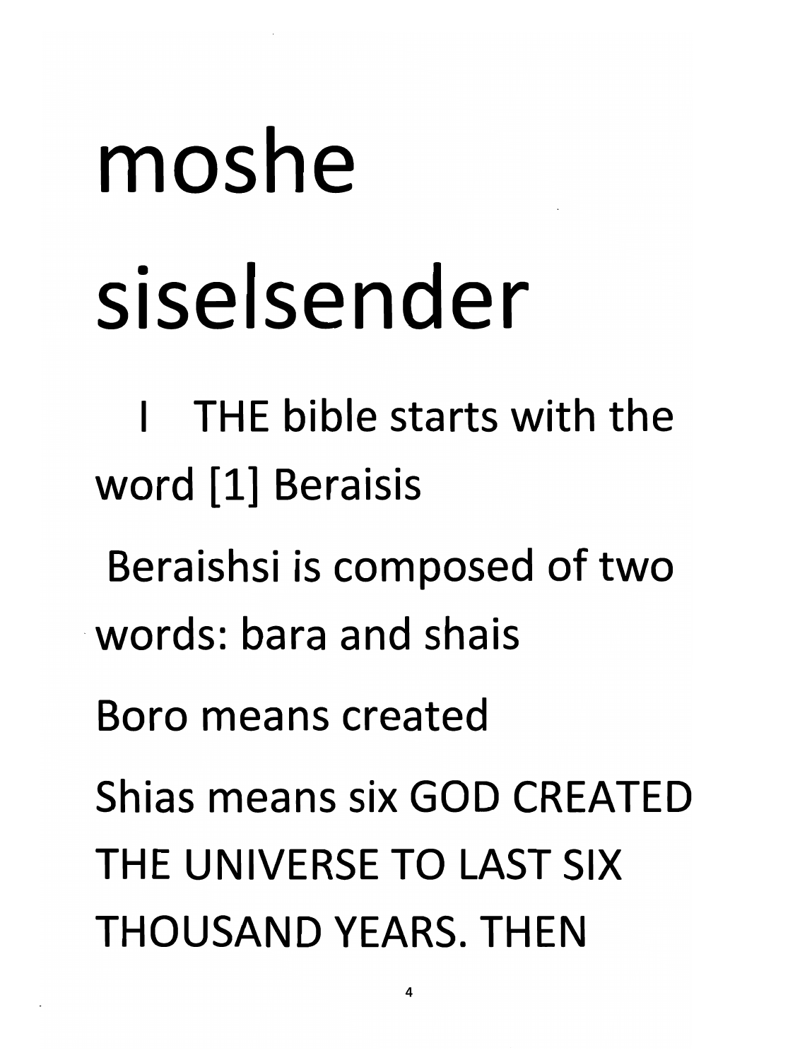# moshe siselsender

I THE bible starts with the word [1] Beraisis

Beraishsi is composed of two words: bara and shais

Boro means created

Shias means six GOD CREATED THE UNIVERSE TO LAST SIX THOUSAND YEARS. THEN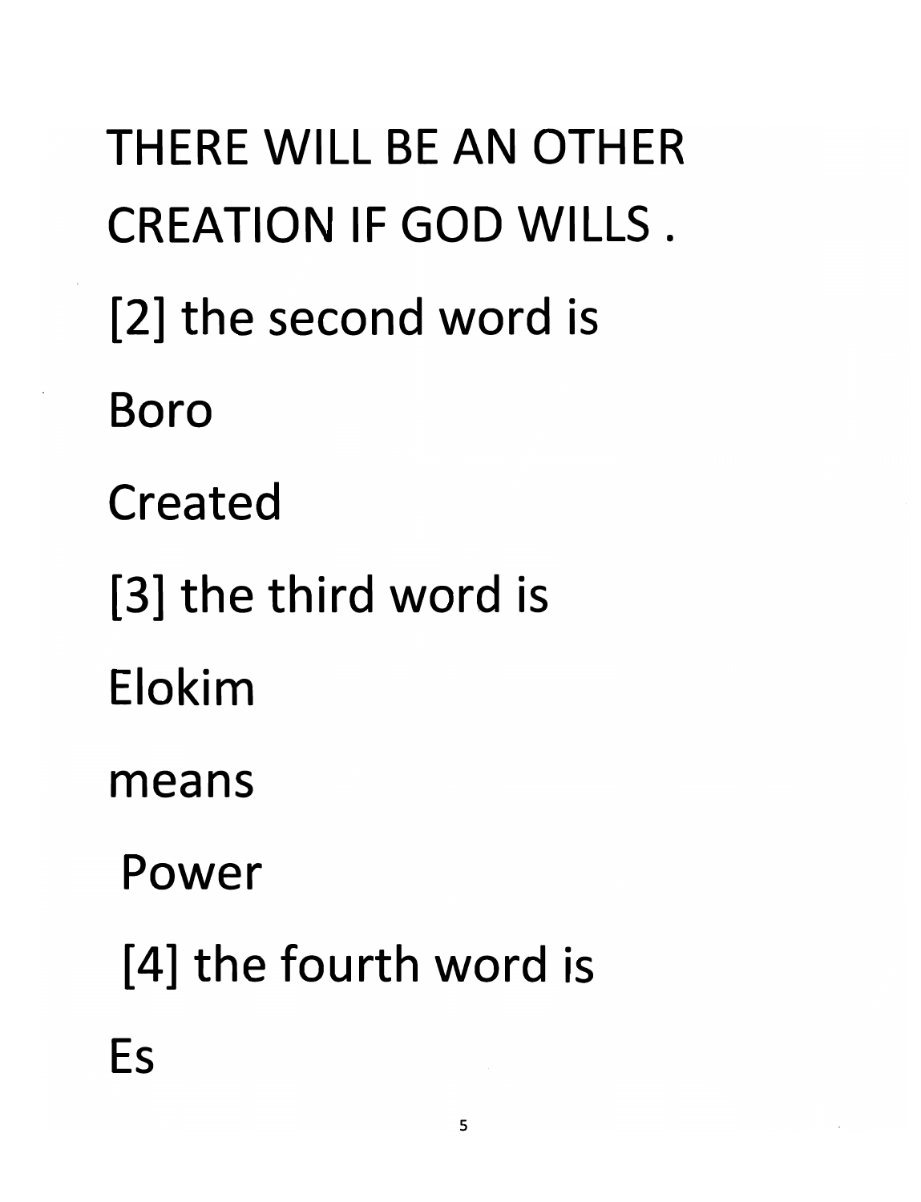THERE WILL BE AN OTHER CREATION IF GOD WILLS .

[2] the second word is

Boro

Created

[3] the third word is

Elokim

means

Power

[4] the fourth word is

Es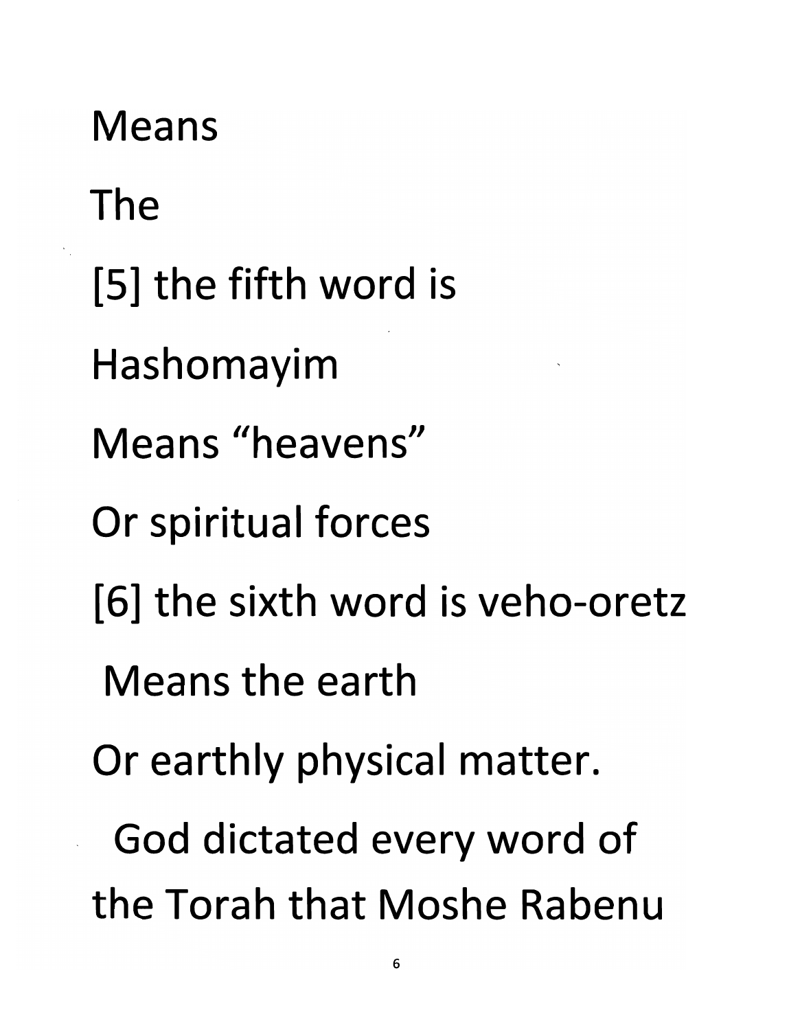Means

The

[5] the fifth word is

Hashomayim

Means “heavens”

Or spiritual forces

[6] the sixth word is veho-oretz

Means the earth

Or earthly physical matter.

God dictated every word of the Torah that Moshe Rabenu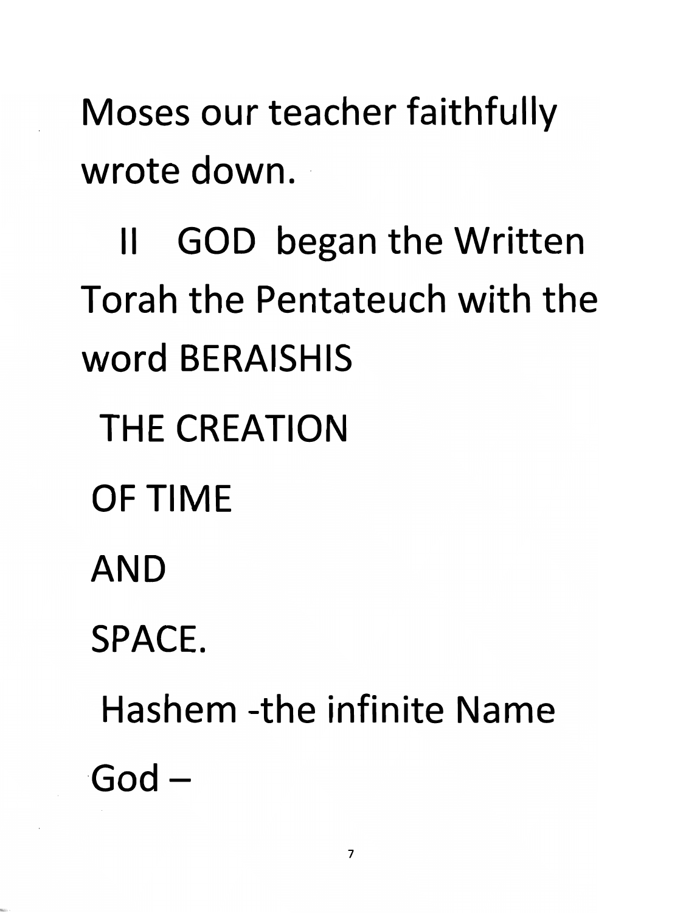Moses our teacher faithfully wrote down.

II GOD began the Written Torah the Pentateuch with the word BERAISHIS

THE CREATION

OF TIME

AND

SPACE.

Hashem -the infinite Name

God –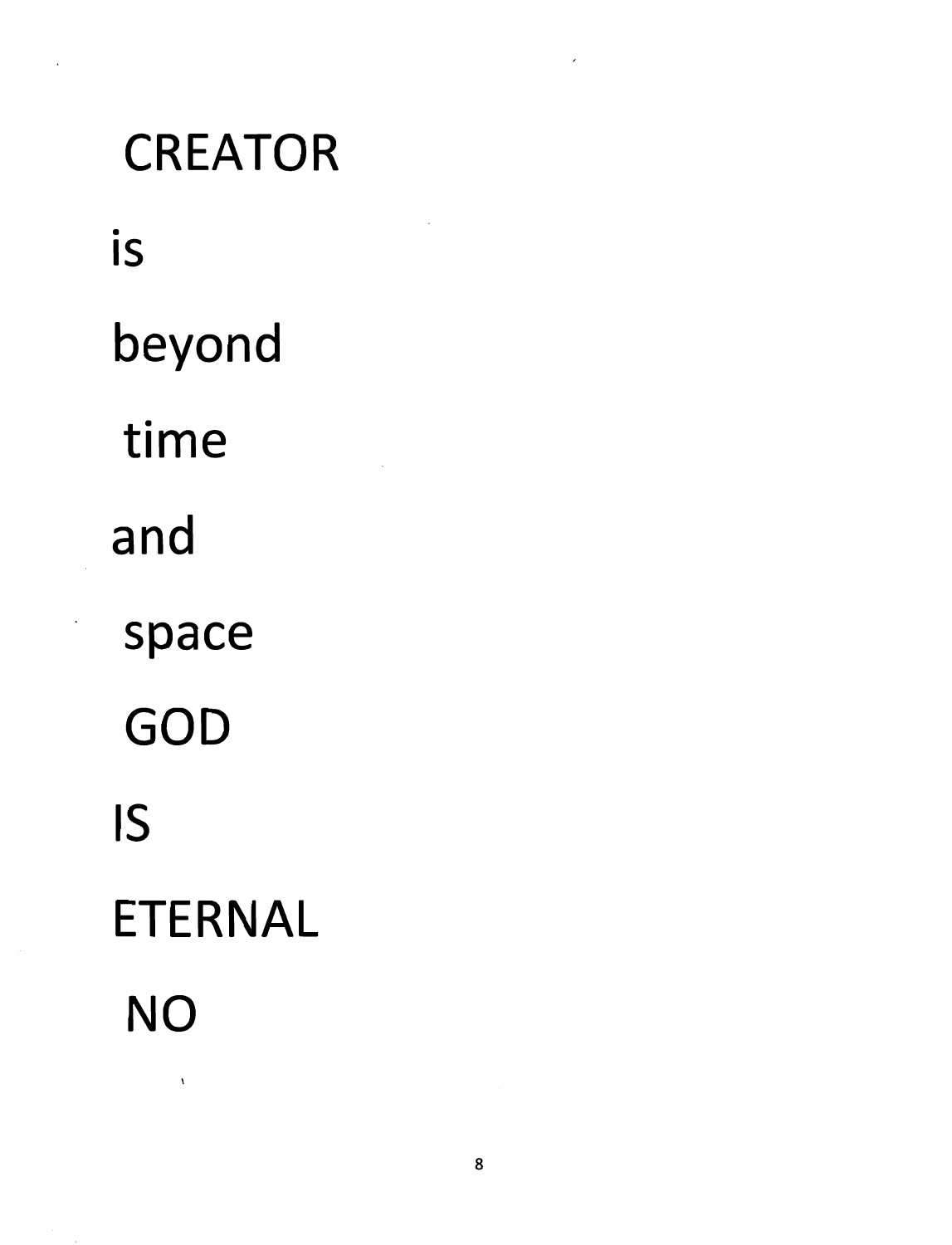CREATOR

is

beyond

time

and

space

GOD

IS

ETERNAL

NO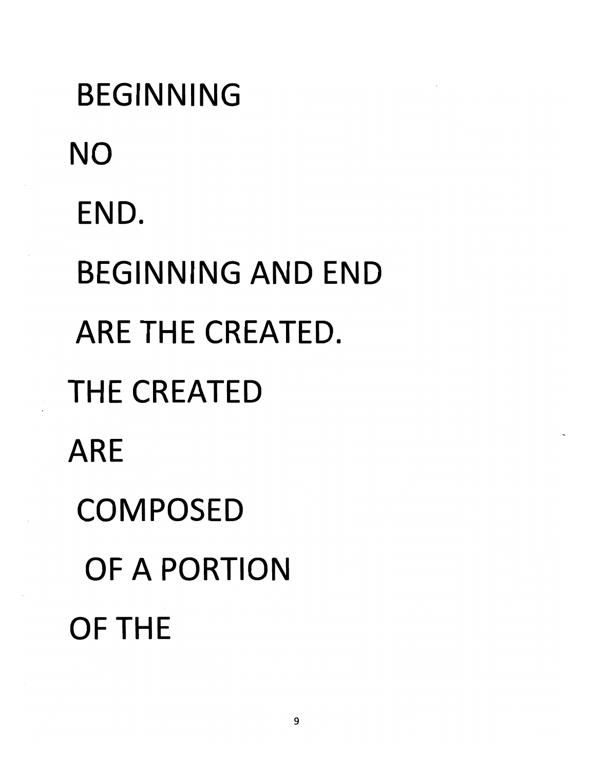BEGINNING

NO

END.

BEGINNING AND END

ARE THE CREATED.

THE CREATED

ARE

COMPOSED

OF A PORTION

OF THE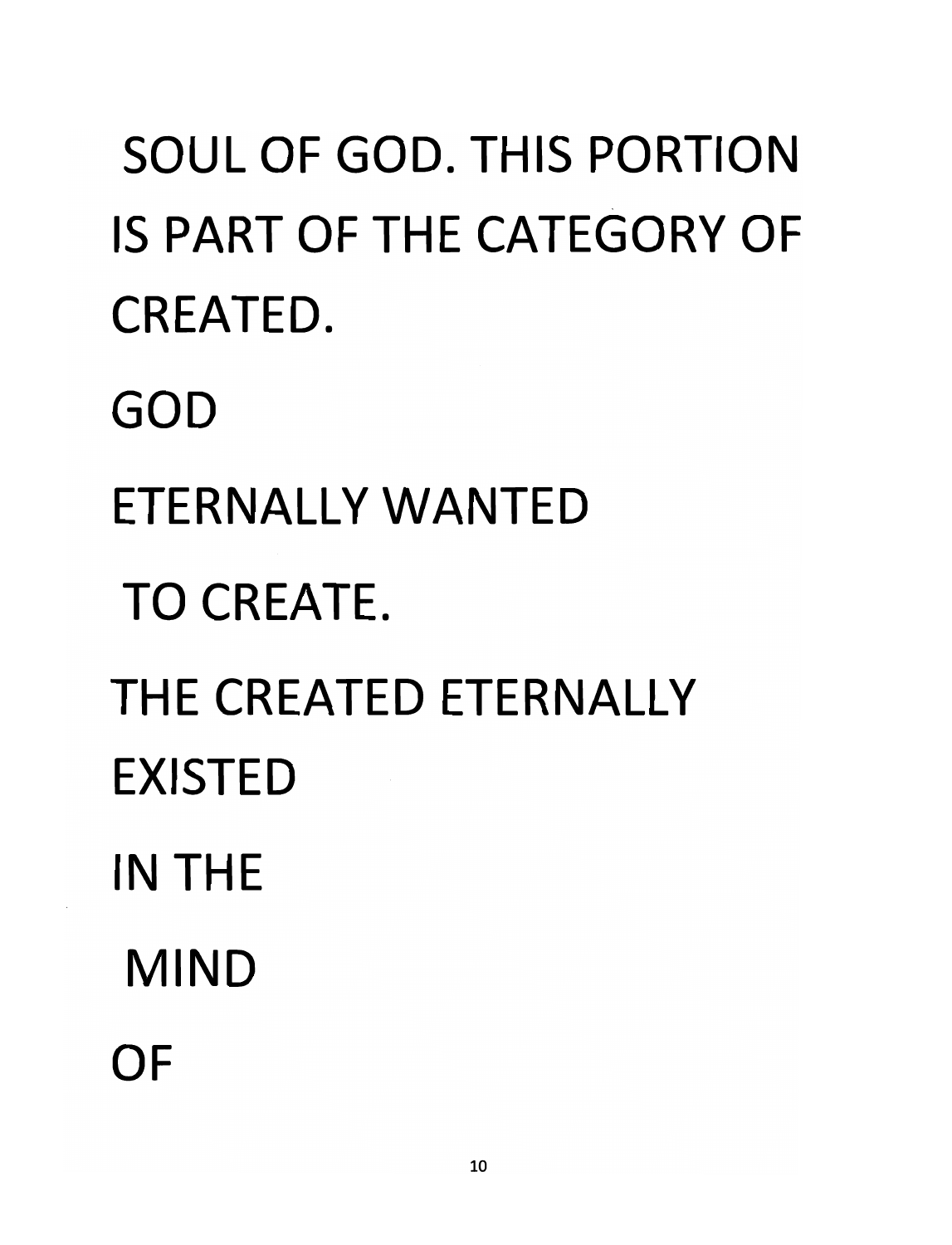SOUL OF GOD. THIS PORTION IS PART OF THE CATEGORY OF CREATED.

GOD

ETERNALLY WANTED

TO CREATE.

THE CREATED ETERNALLY EXISTED

IN THE

MIND

OF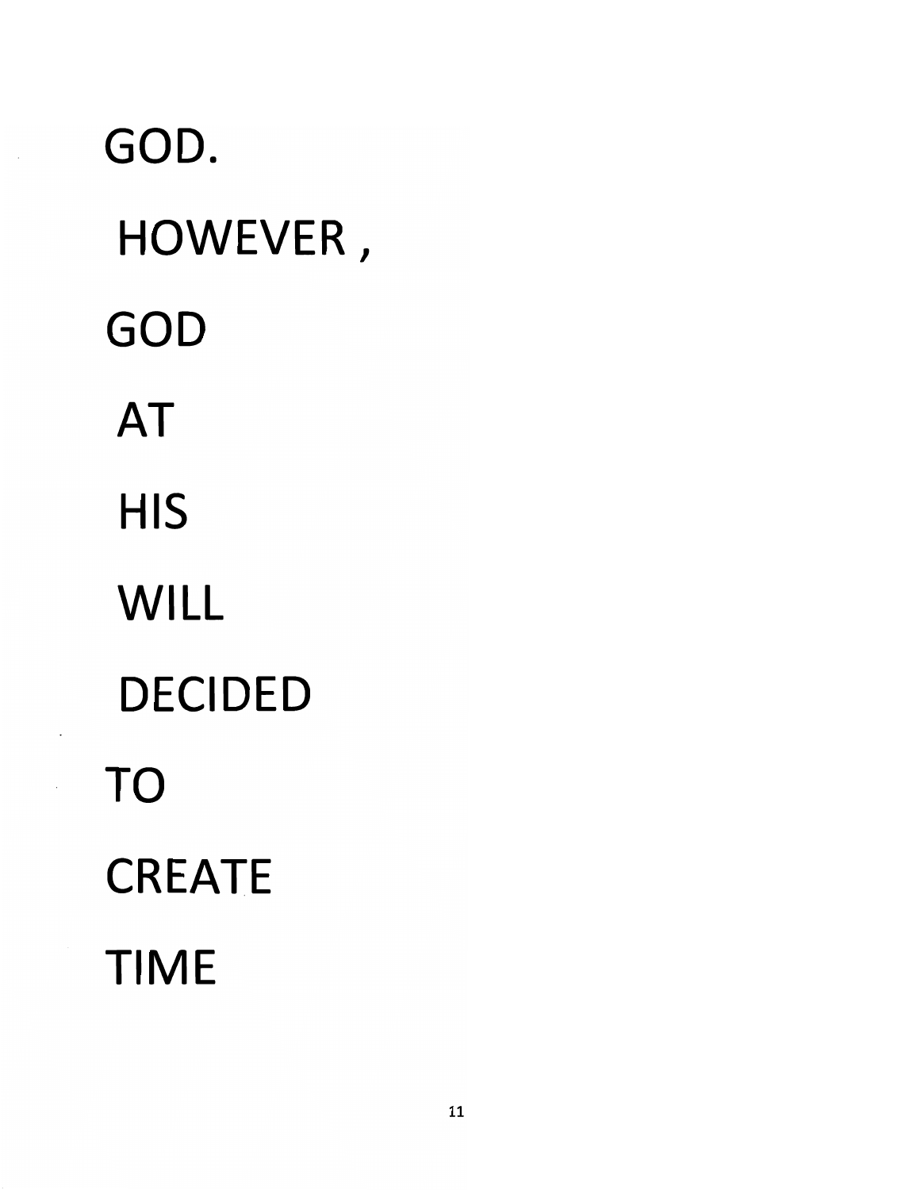GOD.

HOWEVER ,

GOD

AT

HIS

WILL

DECIDED

TO

CREATE

TIME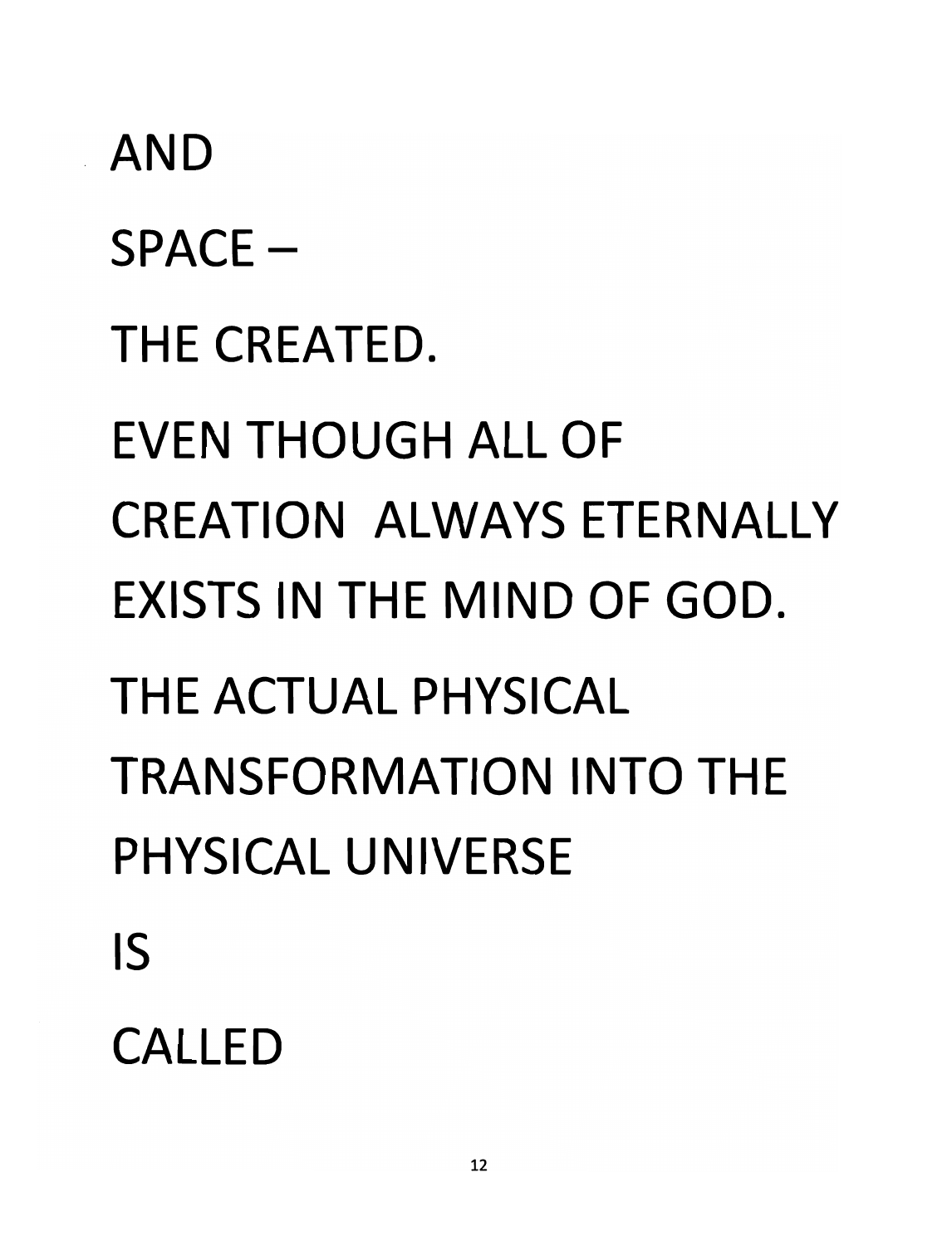AND

SPACE –

THE CREATED.

EVEN THOUGH ALL OF CREATION ALWAYS ETERNALLY EXISTS IN THE MIND OF GOD.

THE ACTUAL PHYSICAL TRANSFORMATION INTO THE PHYSICAL UNIVERSE

IS

CALLED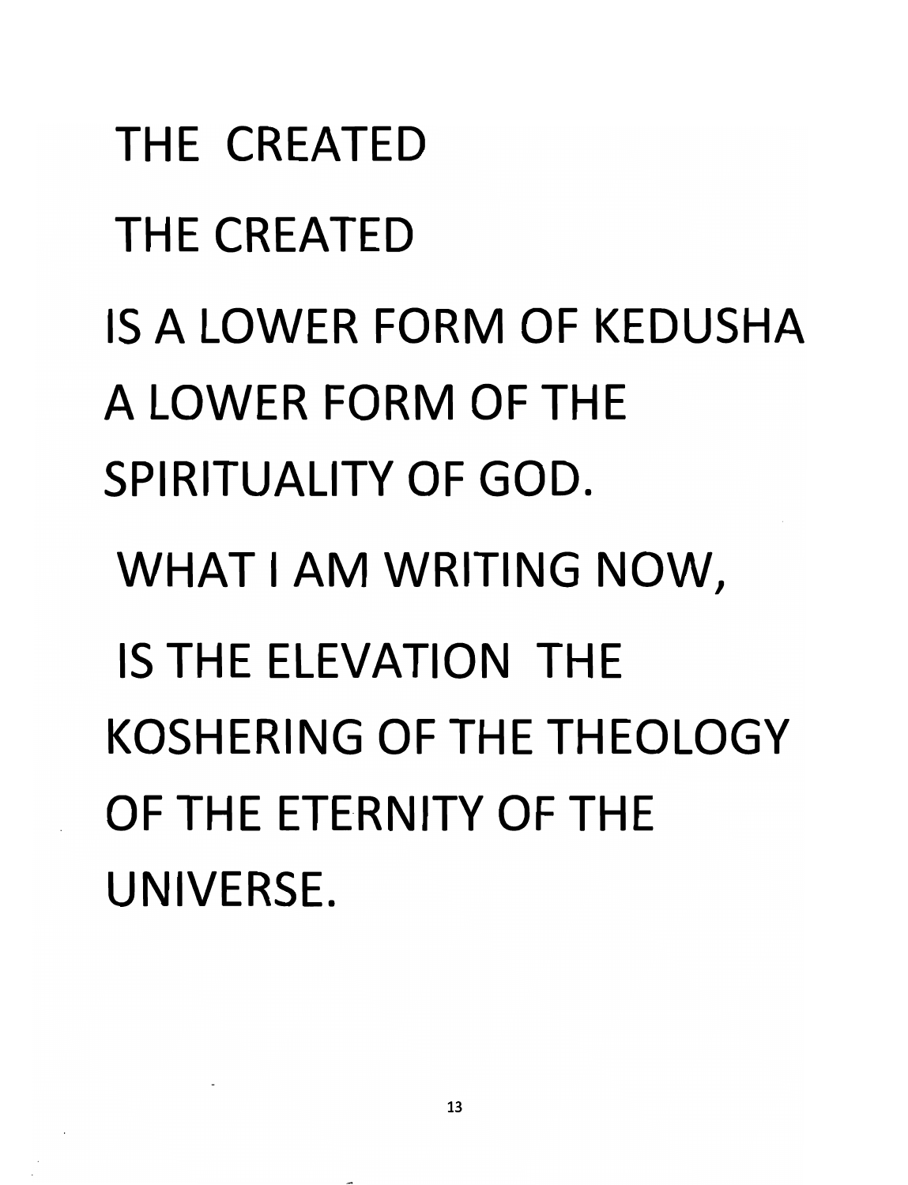THE CREATED

THE CREATED

IS A LOWER FORM OF KEDUSHA

A LOWER FORM OF THE

SPIRITUALITY OF GOD.

WHAT I AM WRITING NOW,

IS THE ELEVATION THE

KOSHERING OF THE THEOLOGY

OF THE ETERNITY OF THE

UNIVERSE.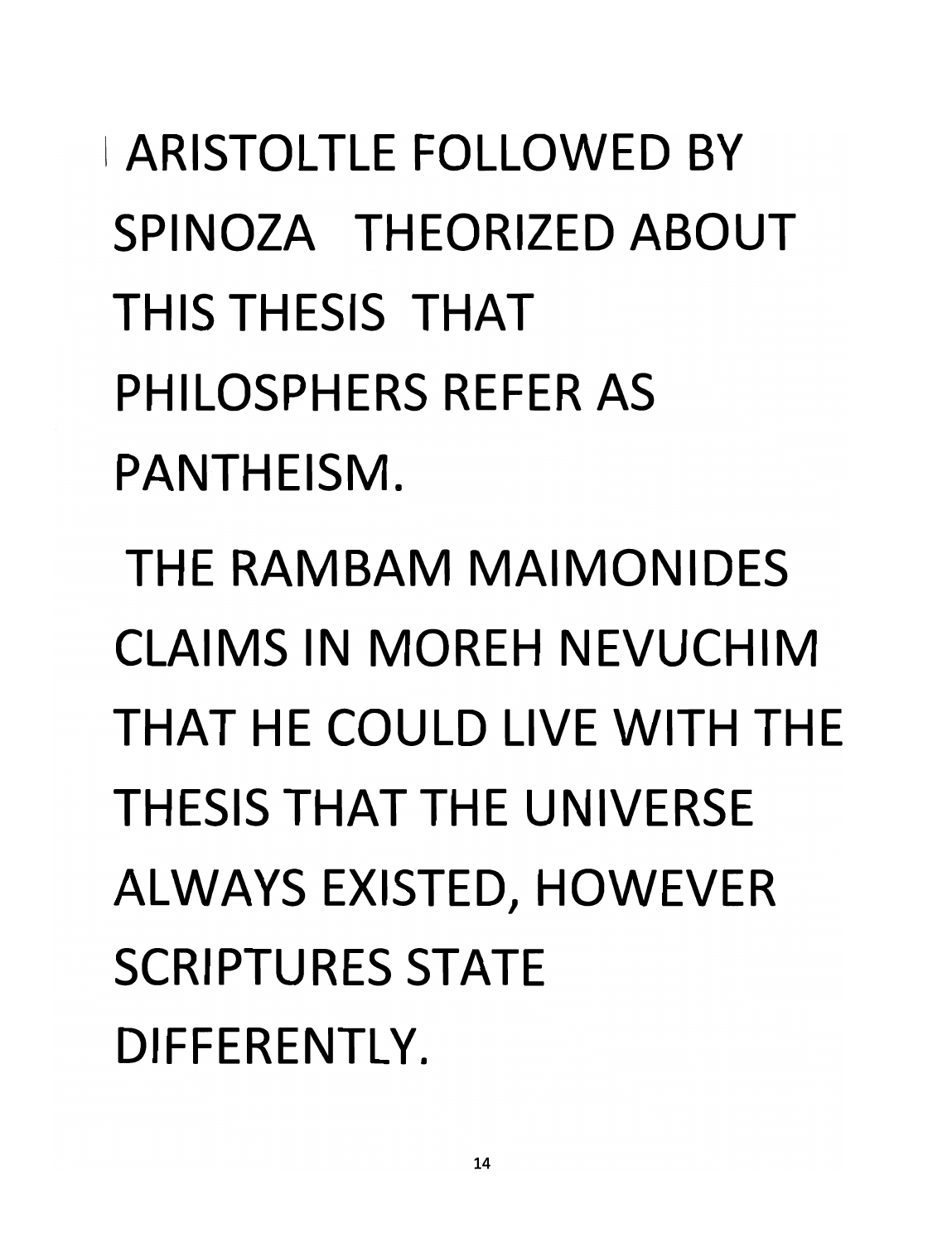ARISTOLTLE FOLLOWED BY SPINOZA THEORIZED ABOUT THIS THESIS THAT PHILOSPHERS REFER AS PANTHEISM.

THE RAMBAM MAIMONIDES CLAIMS IN MOREH NEVUCHIM THAT HE COULD LIVE WITH THE THESIS THAT THE UNIVERSE ALWAYS EXISTED, HOWEVER SCRIPTURES STATE DIFFERENTLY.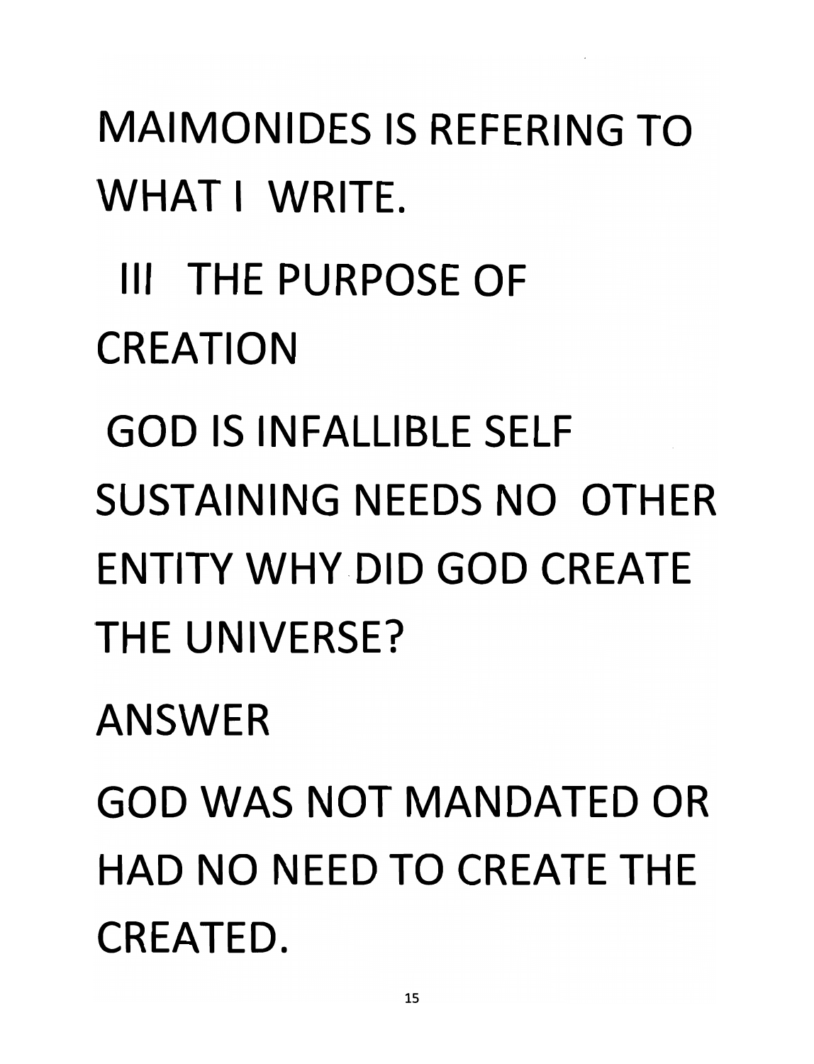MAIMONIDES IS REFERING TO WHAT I WRITE.

## III THE PURPOSE OF CREATION

GOD IS INFALLIBLE SELF SUSTAINING NEEDS NO OTHER ENTITY WHY DID GOD CREATE THE UNIVERSE?

ANSWER

GOD WAS NOT MANDATED OR HAD NO NEED TO CREATE THE CREATED.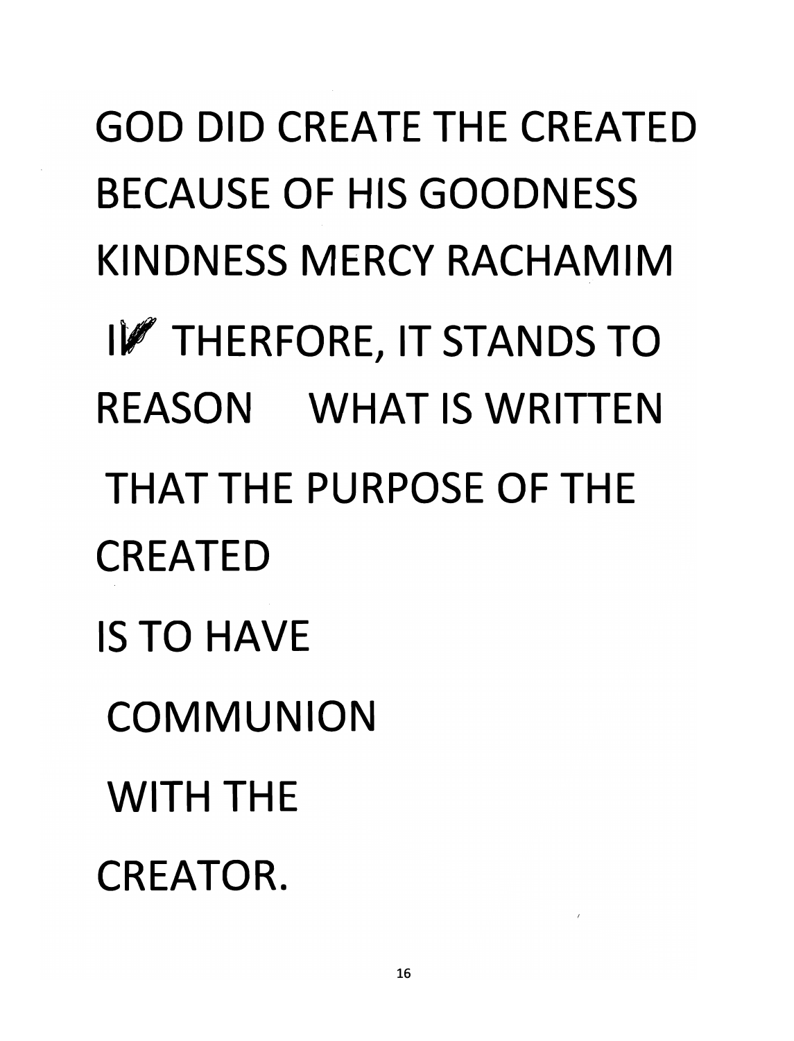GOD DID CREATE THE CREATED

BECAUSE OF HIS GOODNESS

KINDNESS MERCY RACHAMIM

I THERFORE, IT STANDS TO

REASON WHAT IS WRITTEN

THAT THE PURPOSE OF THE

CREATED

IS TO HAVE

COMMUNION

WITH THE

CREATOR.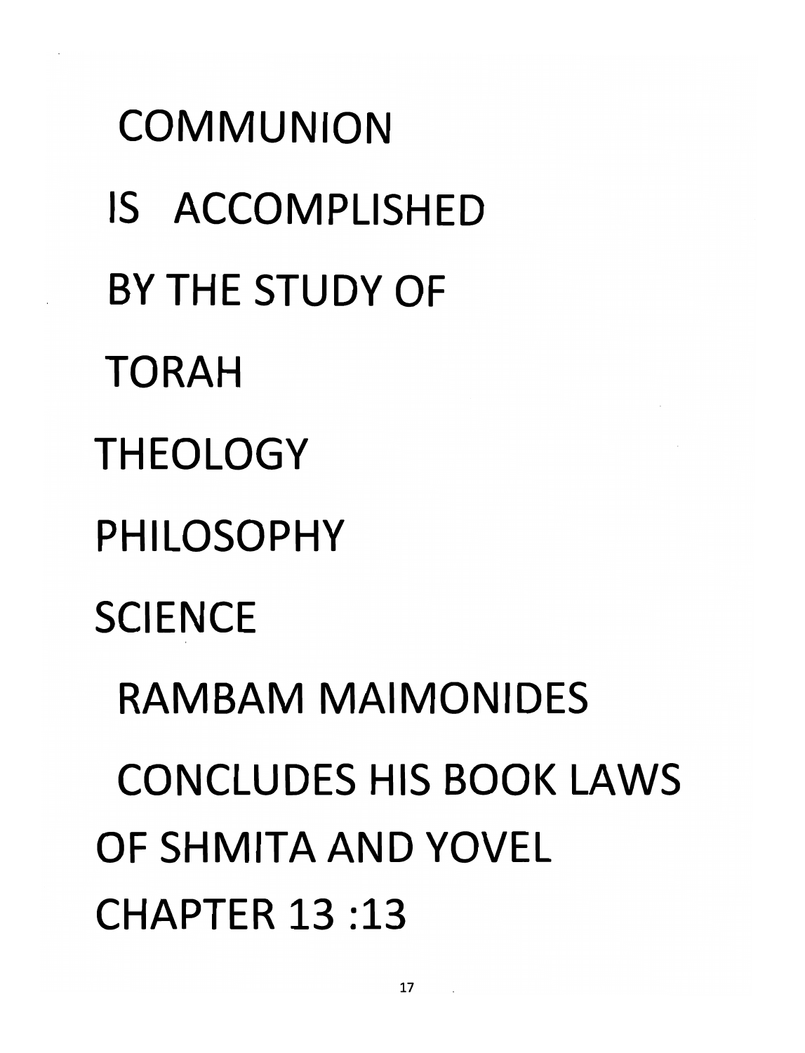COMMUNION

IS ACCOMPLISHED

BY THE STUDY OF

TORAH

THEOLOGY

PHILOSOPHY

SCIENCE

RAMBAM MAIMONIDES

CONCLUDES HIS BOOK LAWS OF SHMITA AND YOVEL CHAPTER 13 :13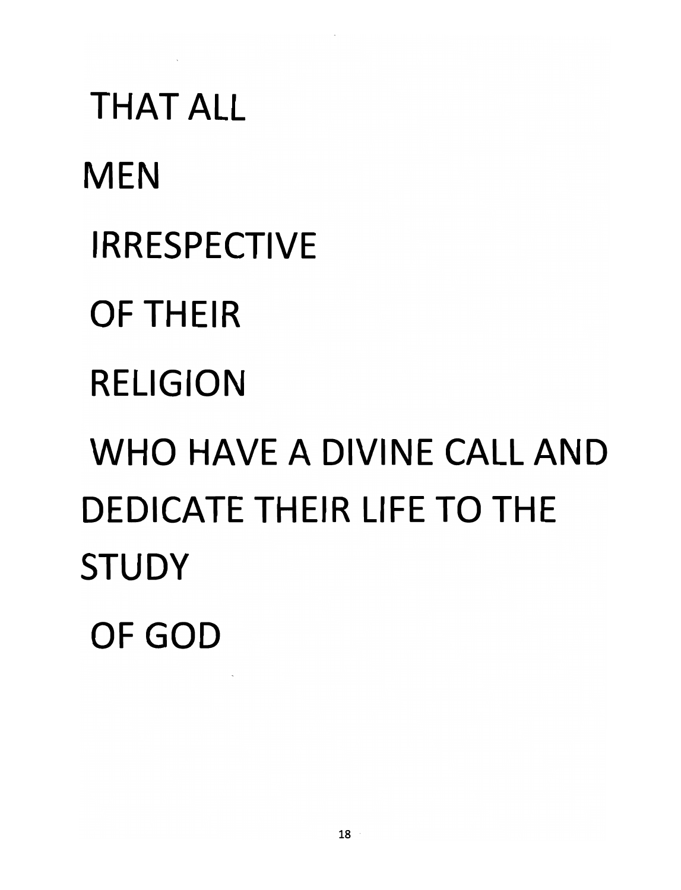THAT ALL

MEN

IRRESPECTIVE

OF THEIR

RELIGION

WHO HAVE A DIVINE CALL AND DEDICATE THEIR LIFE TO THE STUDY

OF GOD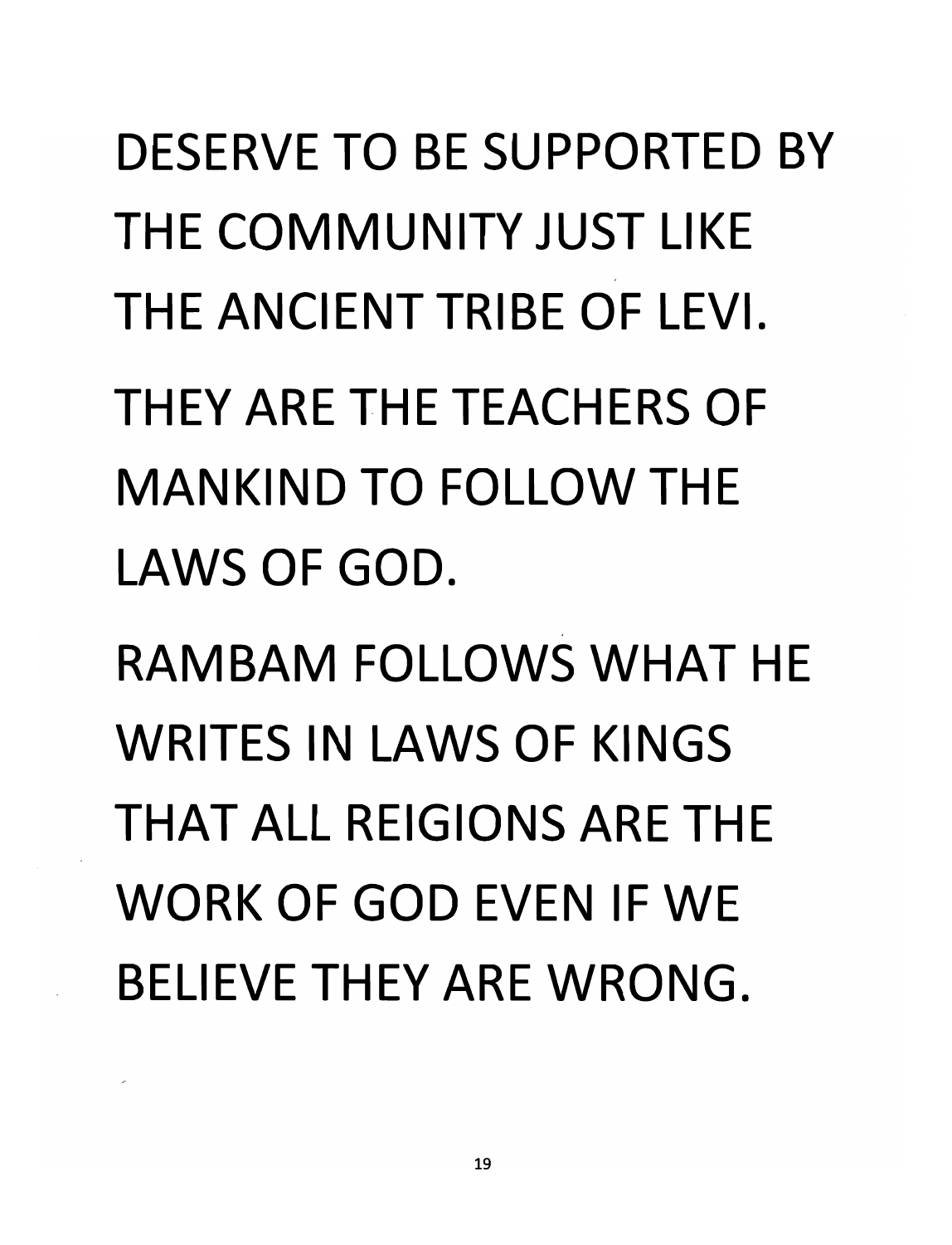DESERVE TO BE SUPPORTED BY THE COMMUNITY JUST LIKE THE ANCIENT TRIBE OF LEVI.

THEY ARE THE TEACHERS OF MANKIND TO FOLLOW THE LAWS OF GOD.

RAMBAM FOLLOWS WHAT HE WRITES IN LAWS OF KINGS THAT ALL REIGIONS ARE THE WORK OF GOD EVEN IF WE BELIEVE THEY ARE WRONG.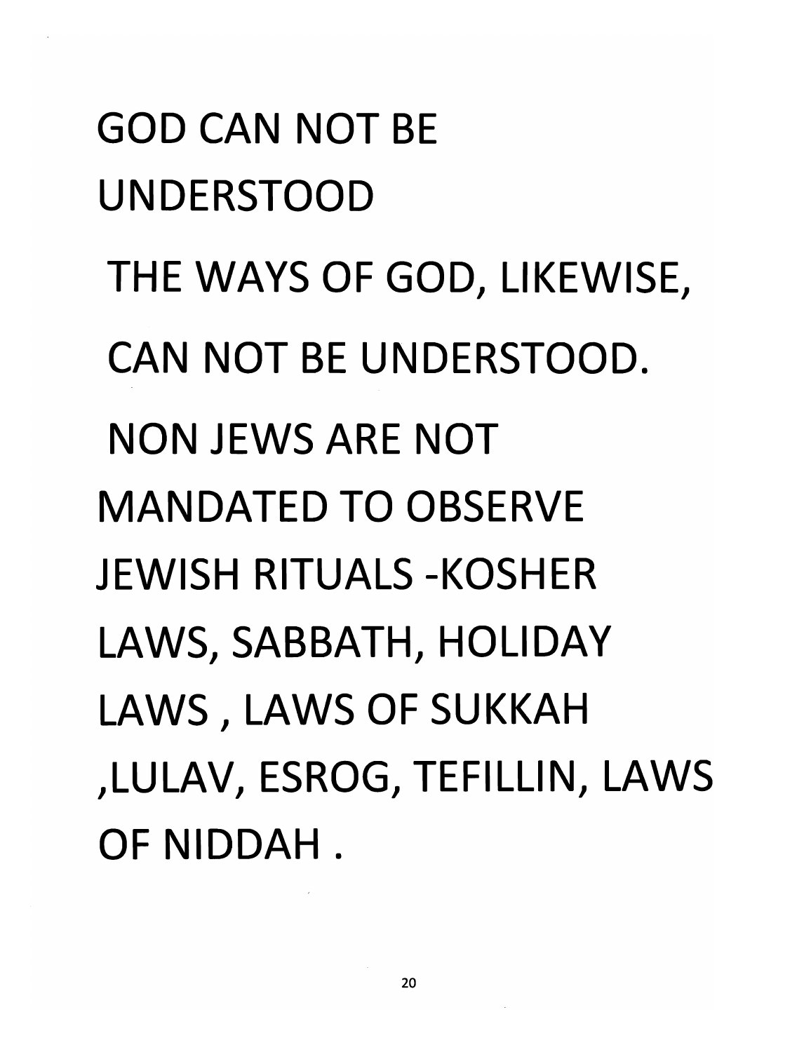GOD CAN NOT BE UNDERSTOOD

THE WAYS OF GOD, LIKEWISE, CAN NOT BE UNDERSTOOD.

NON JEWS ARE NOT MANDATED TO OBSERVE JEWISH RITUALS -KOSHER LAWS, SABBATH, HOLIDAY LAWS , LAWS OF SUKKAH ,LULAV, ESROG, TEFILLIN, LAWS OF NIDDAH .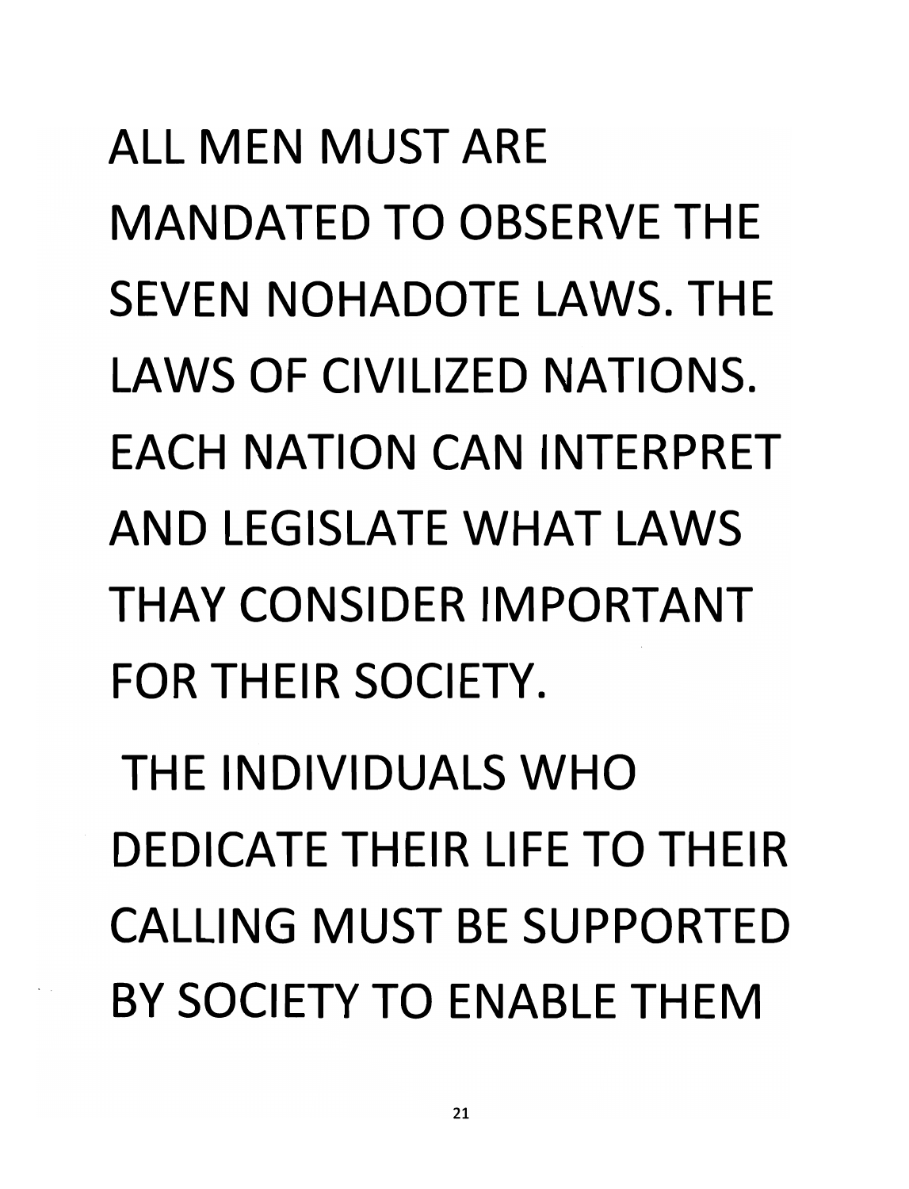ALL MEN MUST ARE MANDATED TO OBSERVE THE SEVEN NOHADOTE LAWS. THE LAWS OF CIVILIZED NATIONS. EACH NATION CAN INTERPRET AND LEGISLATE WHAT LAWS THAY CONSIDER IMPORTANT FOR THEIR SOCIETY.

THE INDIVIDUALS WHO DEDICATE THEIR LIFE TO THEIR CALLING MUST BE SUPPORTED BY SOCIETY TO ENABLE THEM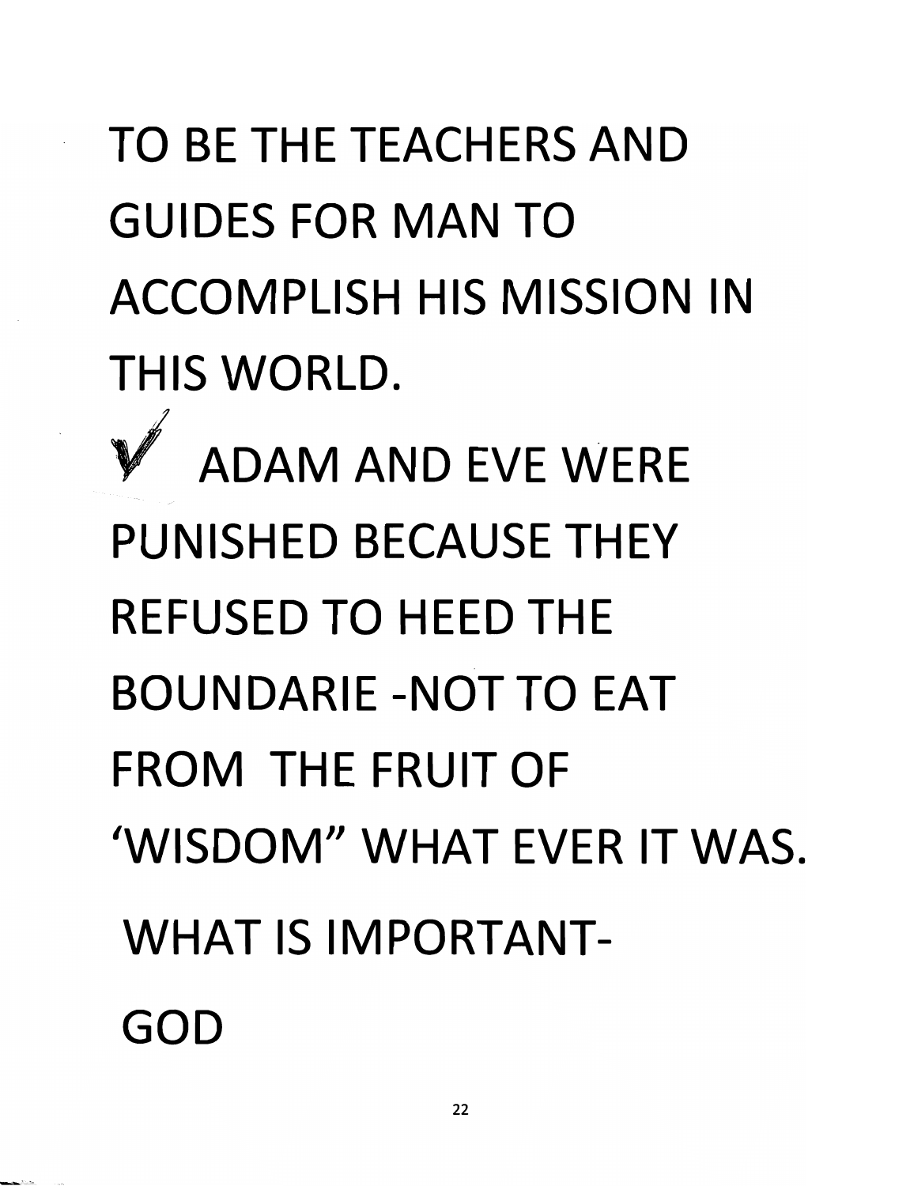TO BE THE TEACHERS AND GUIDES FOR MAN TO ACCOMPLISH HIS MISSION IN THIS WORLD.

✓ ADAM AND EVE WERE PUNISHED BECAUSE THEY REFUSED TO HEED THE BOUNDARIE -NOT TO EAT FROM THE FRUIT OF 'WISDOM" WHAT EVER IT WAS.

WHAT IS IMPORTANT-

GOD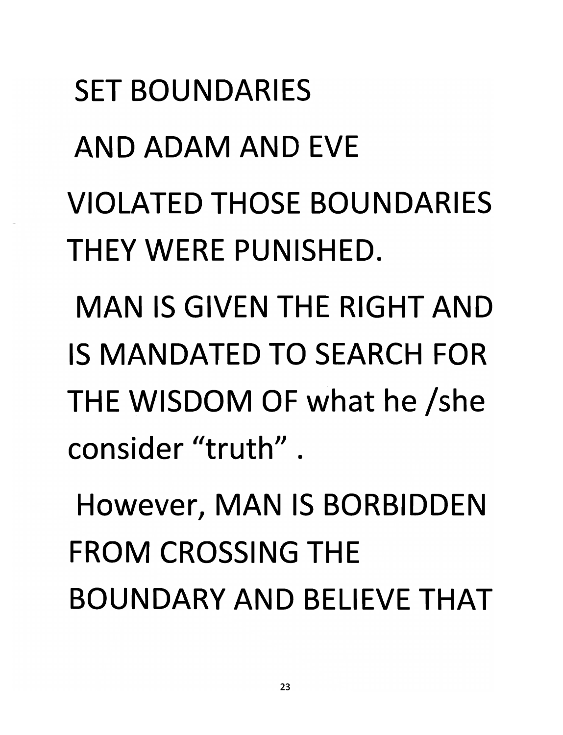SET BOUNDARIES

AND ADAM AND EVE

VIOLATED THOSE BOUNDARIES

THEY WERE PUNISHED.

MAN IS GIVEN THE RIGHT AND IS MANDATED TO SEARCH FOR THE WISDOM OF what he /she consider "truth" .

However, MAN IS BORBIDDEN FROM CROSSING THE BOUNDARY AND BELIEVE THAT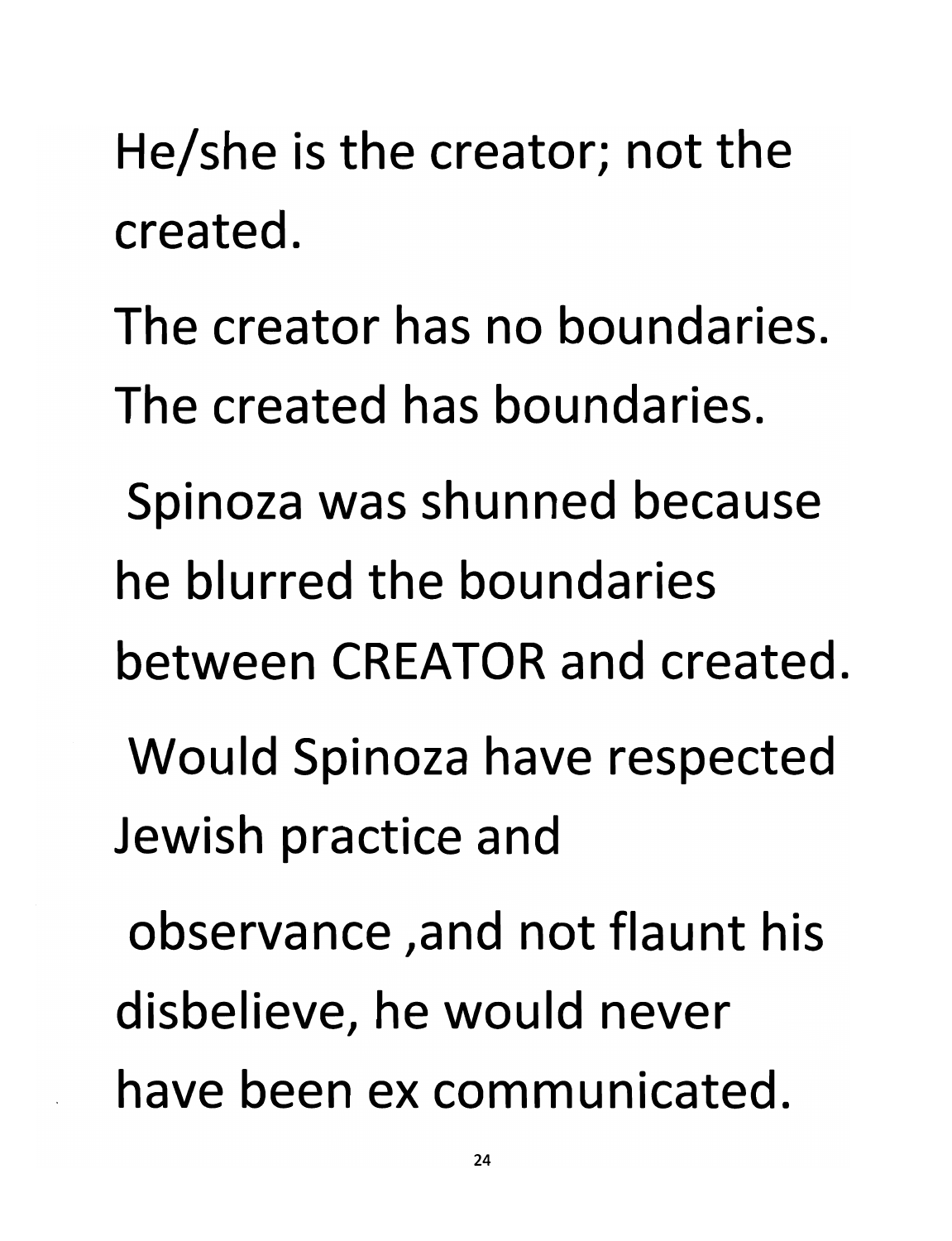He/she is the creator; not the created.

The creator has no boundaries. The created has boundaries.

Spinoza was shunned because he blurred the boundaries between CREATOR and created.

Would Spinoza have respected Jewish practice and observance ,and not flaunt his disbelieve, he would never have been ex communicated.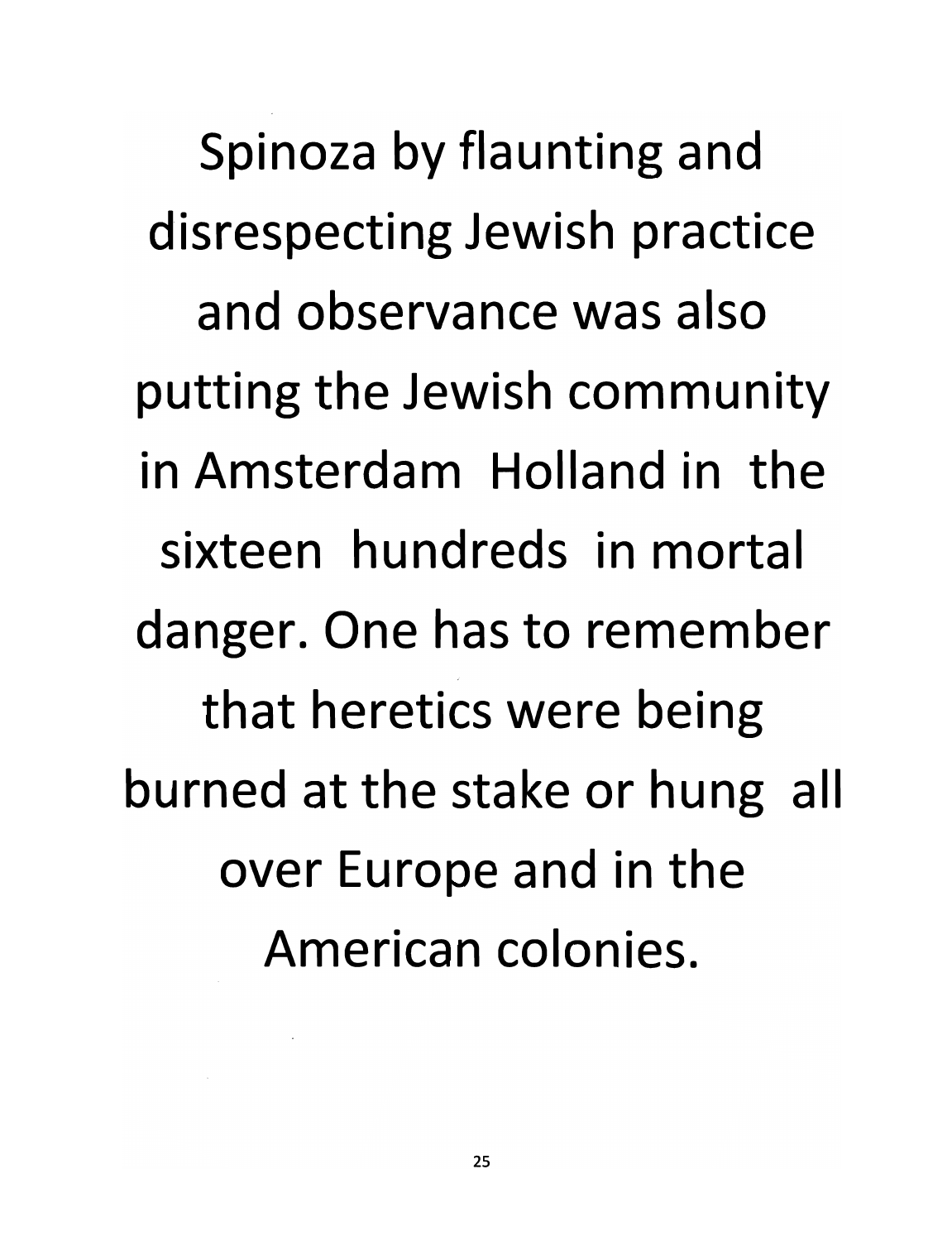Spinoza by flaunting and disrespecting Jewish practice and observance was also putting the Jewish community in Amsterdam Holland in the sixteen hundreds in mortal danger. One has to remember that heretics were being burned at the stake or hung all over Europe and in the American colonies.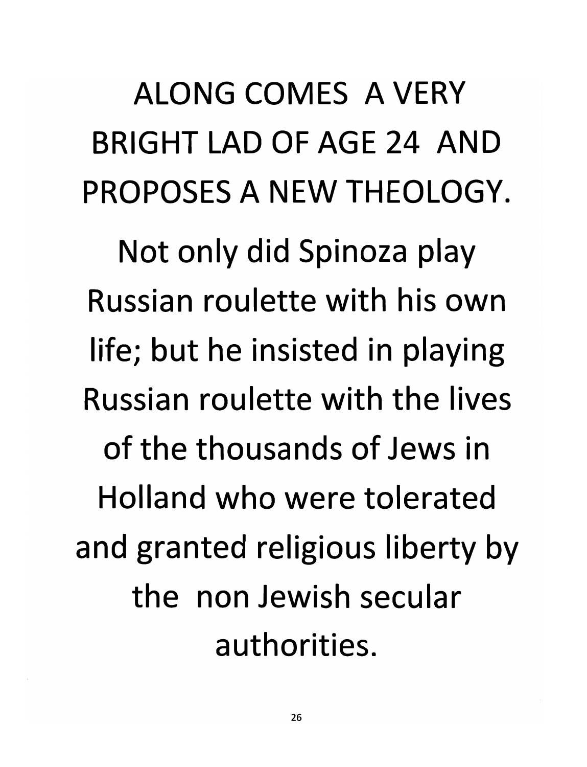ALONG COMES A VERY BRIGHT LAD OF AGE 24 AND PROPOSES A NEW THEOLOGY.

Not only did Spinoza play Russian roulette with his own life; but he insisted in playing Russian roulette with the lives of the thousands of Jews in Holland who were tolerated and granted religious liberty by the non Jewish secular authorities.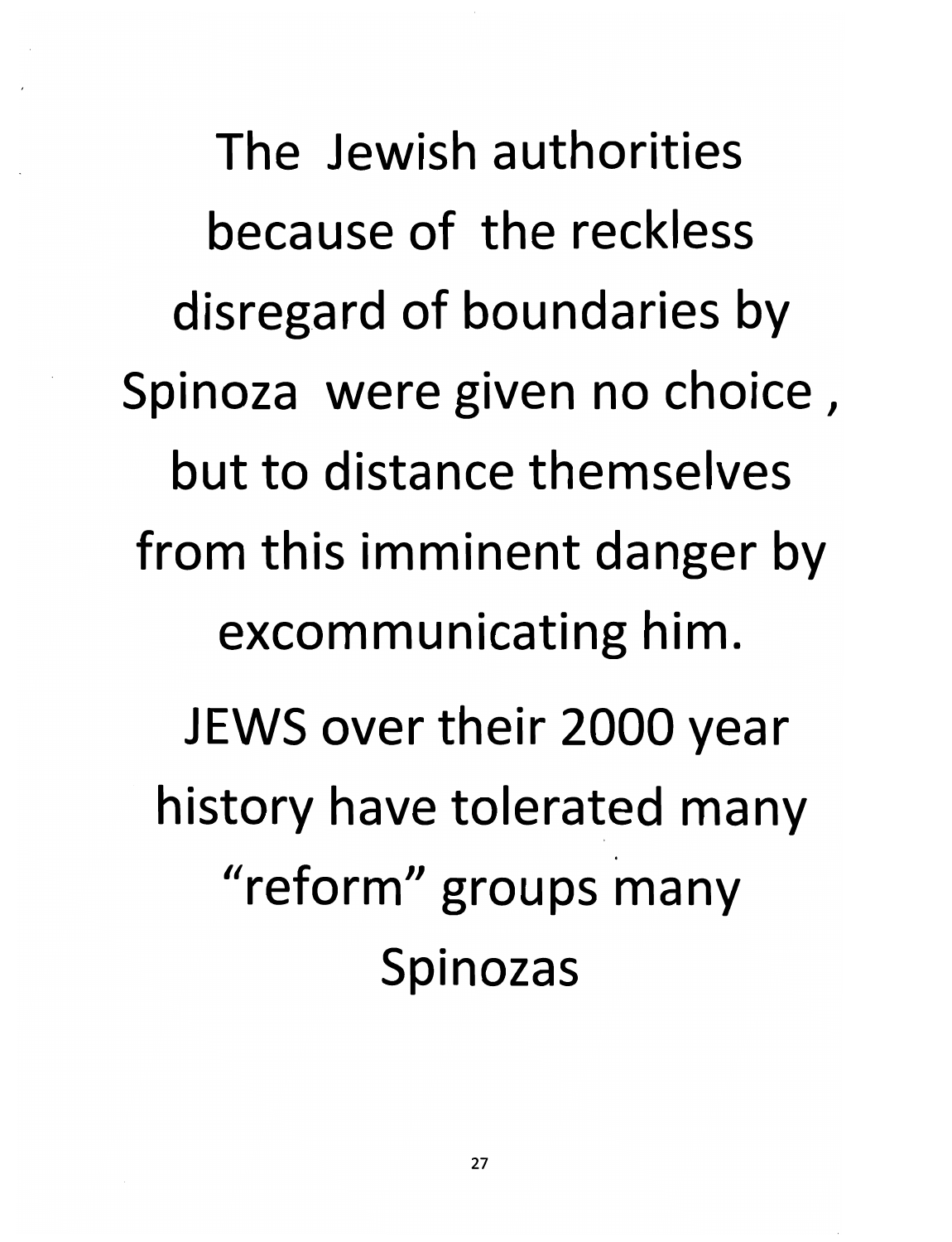The Jewish authorities because of the reckless disregard of boundaries by Spinoza were given no choice , but to distance themselves from this imminent danger by excommunicating him.

JEWS over their 2000 year history have tolerated many "reform" groups many Spinozas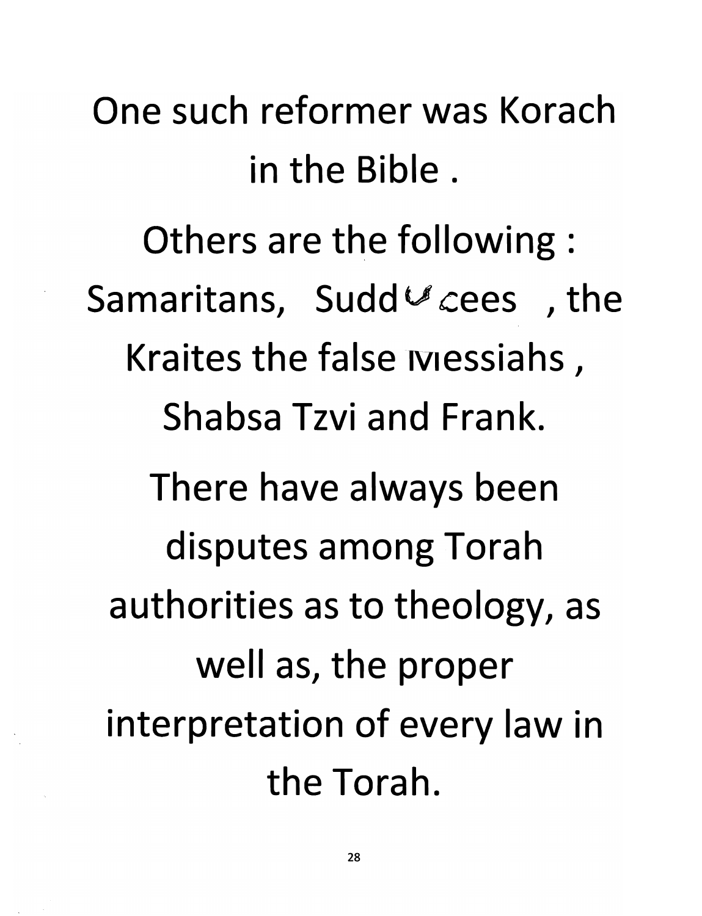One such reformer was Korach in the Bible .

Others are the following : Samaritans, Sadducees , the Kraites the false Messiahs , Shabsa Tzvi and Frank.

There have always been disputes among Torah authorities as to theology, as well as, the proper interpretation of every law in the Torah.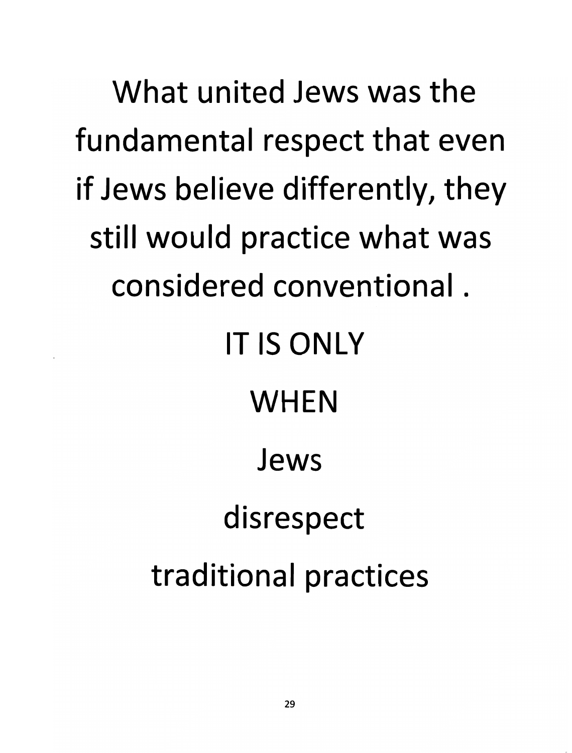What united Jews was the fundamental respect that even if Jews believe differently, they still would practice what was considered conventional .

IT IS ONLY

WHEN

Jews

disrespect

traditional practices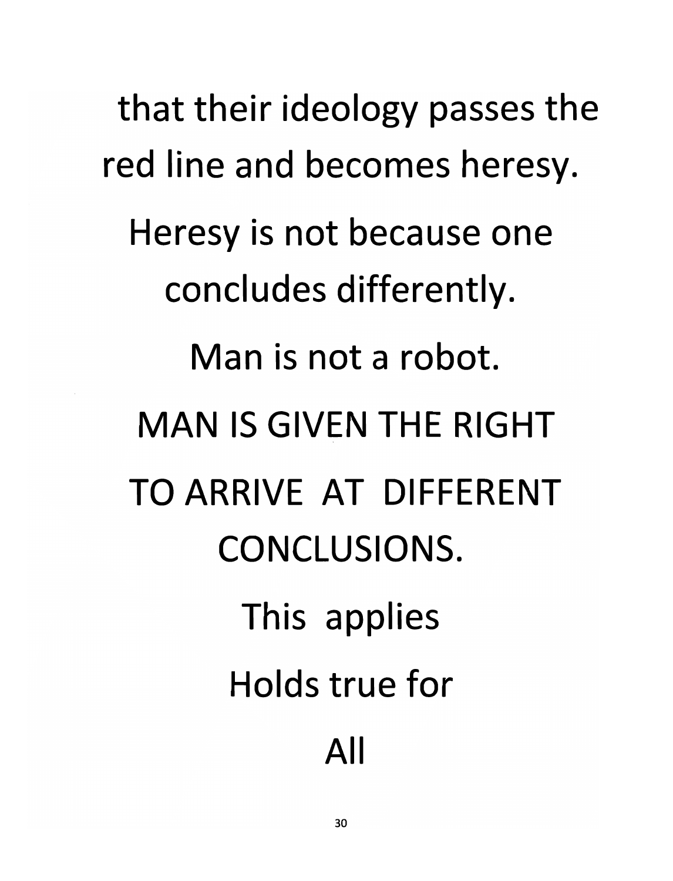that their ideology passes the red line and becomes heresy.

Heresy is not because one concludes differently.

Man is not a robot.

MAN IS GIVEN THE RIGHT TO ARRIVE AT DIFFERENT CONCLUSIONS.

This applies

Holds true for

All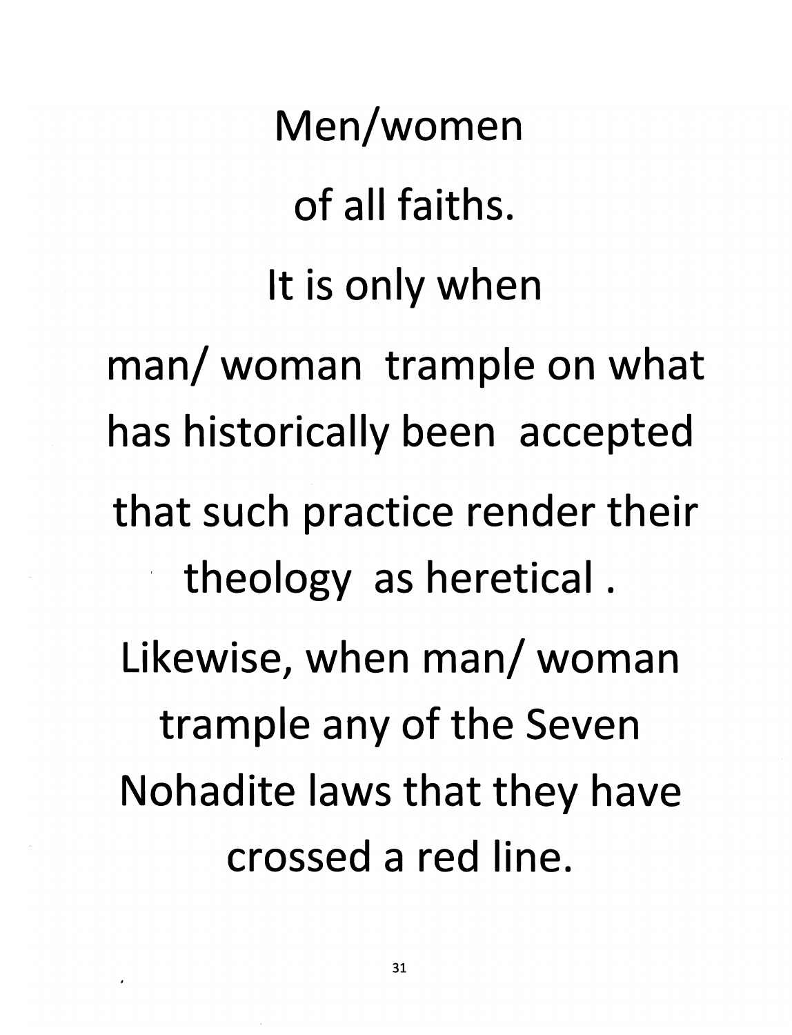Men/women

of all faiths.

It is only when

man/ woman trample on what has historically been accepted that such practice render their theology as heretical .

Likewise, when man/ woman trample any of the Seven Nohadite laws that they have crossed a red line.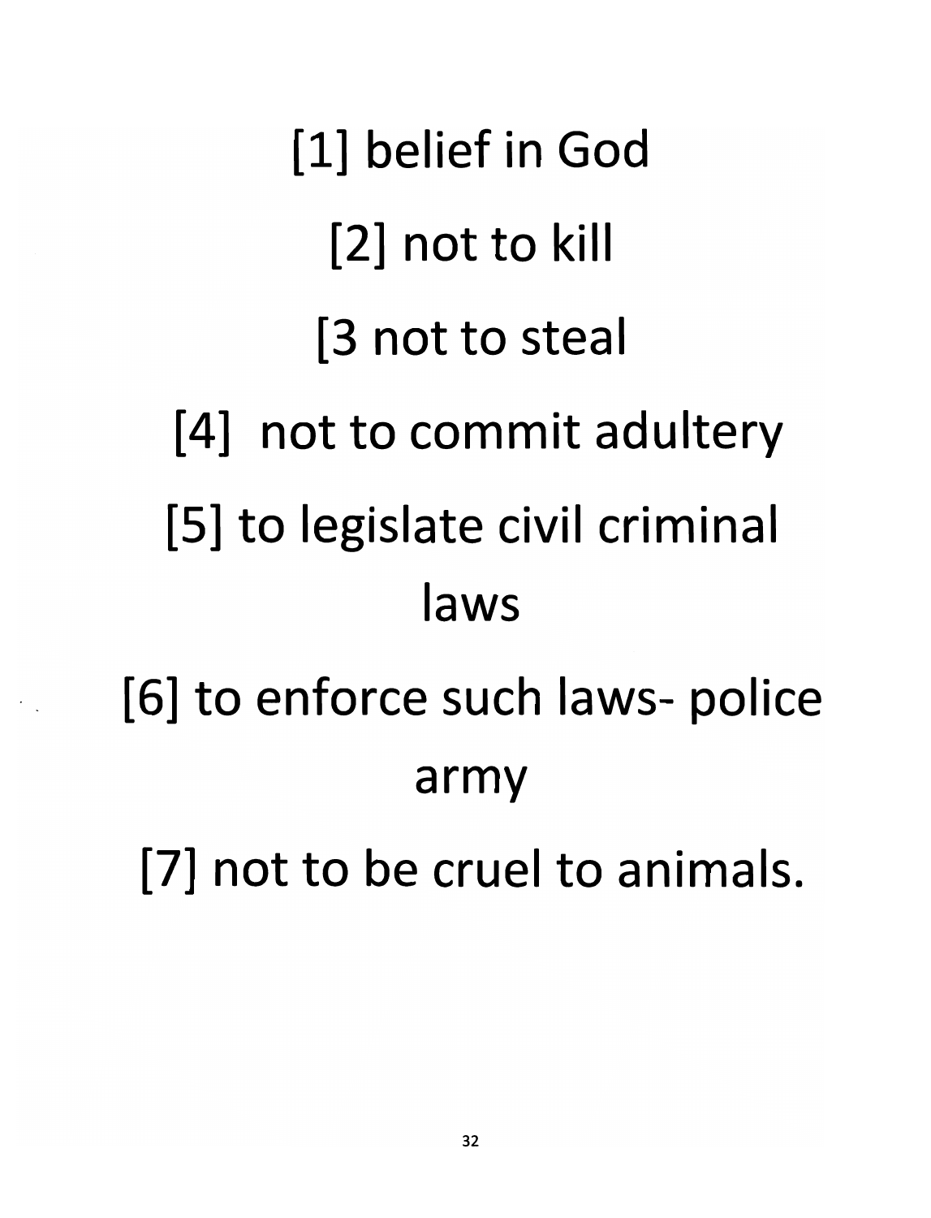[1] belief in God

[2] not to kill

[3 not to steal

[4] not to commit adultery

[5] to legislate civil criminal laws

[6] to enforce such laws- police army

[7] not to be cruel to animals.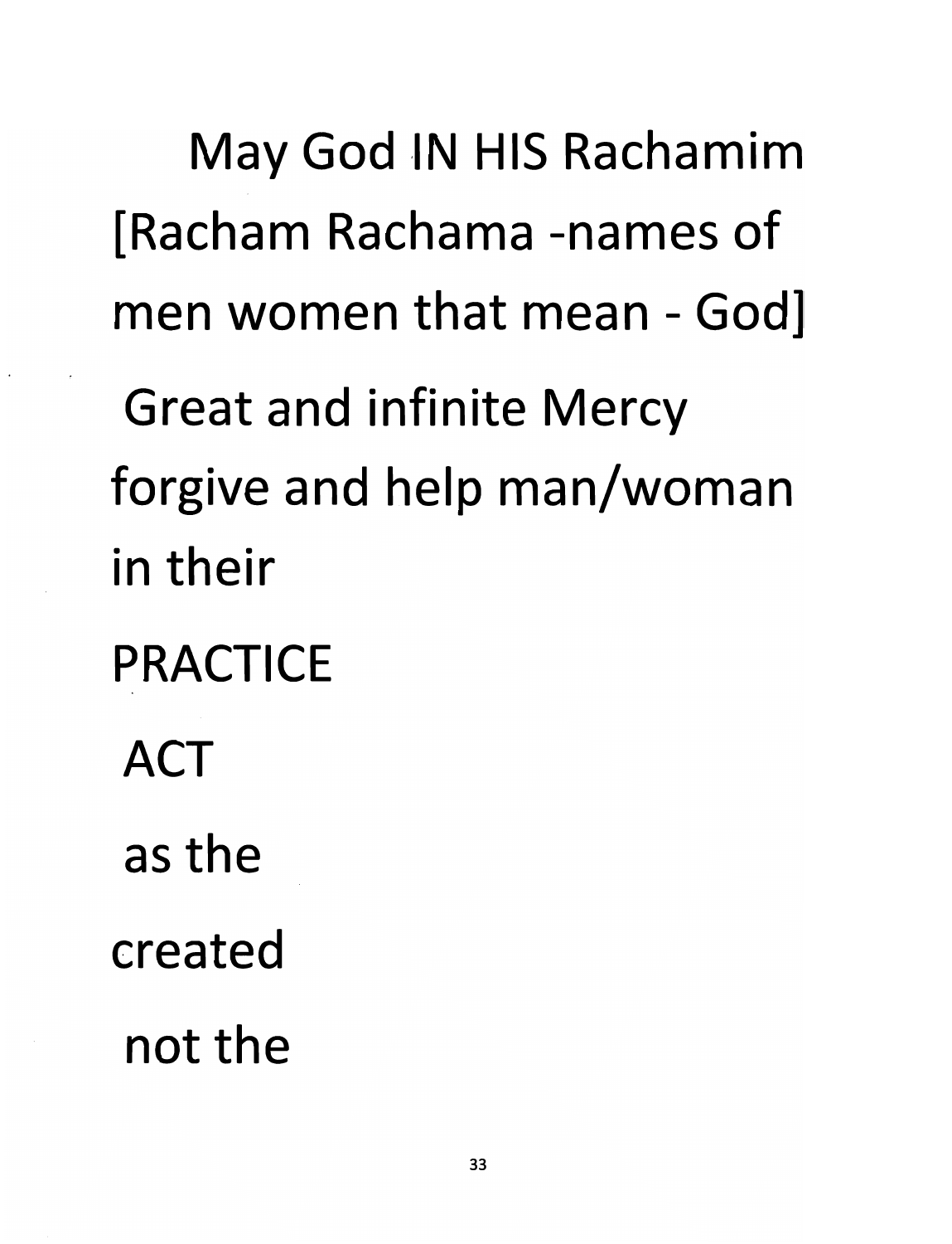May God IN HIS Rachamim [Racham Rachama -names of men women that mean - God]

Great and infinite Mercy forgive and help man/woman in their

PRACTICE

ACT

as the

created

not the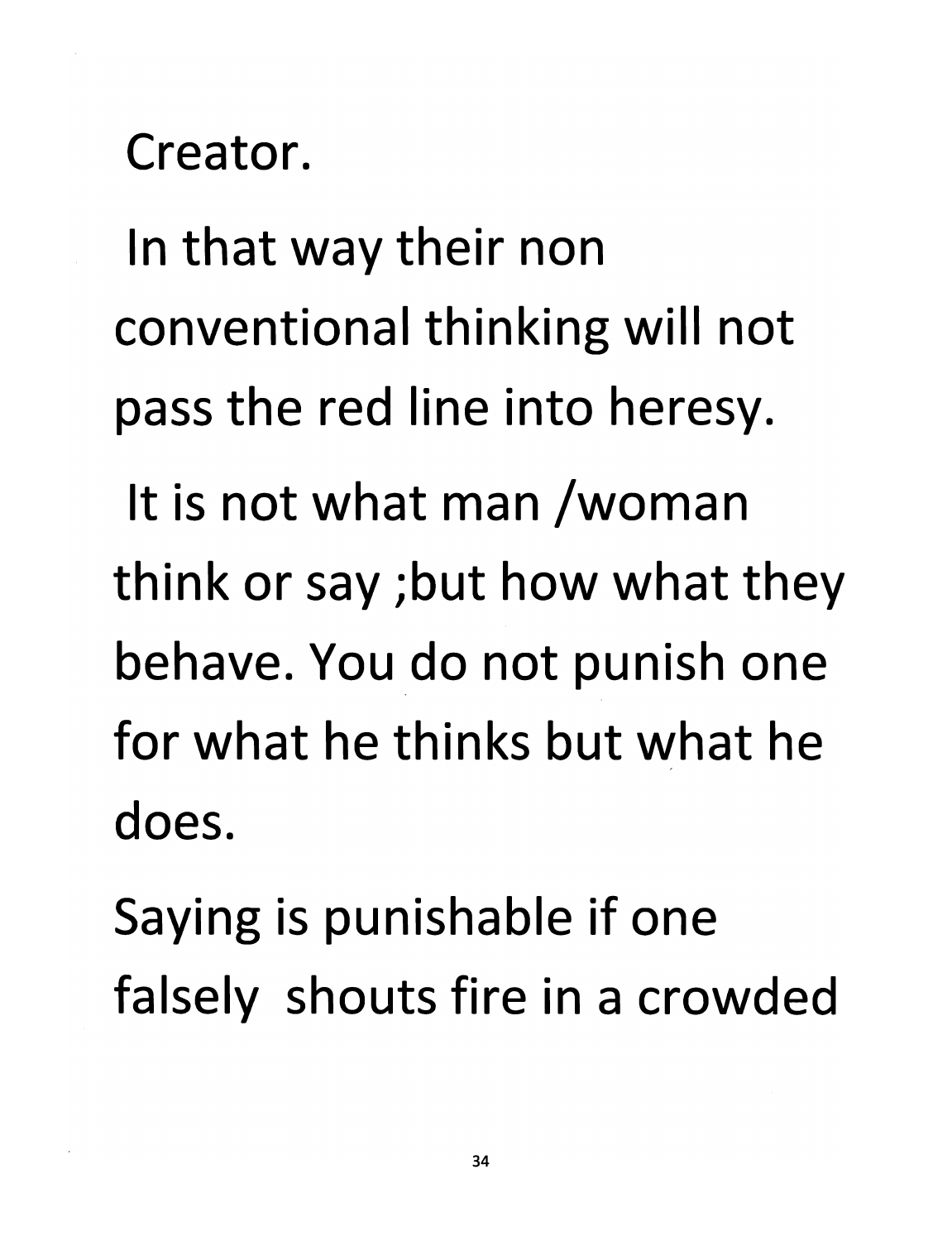Creator.

In that way their non conventional thinking will not pass the red line into heresy.

It is not what man /woman think or say ;but how what they behave. You do not punish one for what he thinks but what he does.

Saying is punishable if one falsely shouts fire in a crowded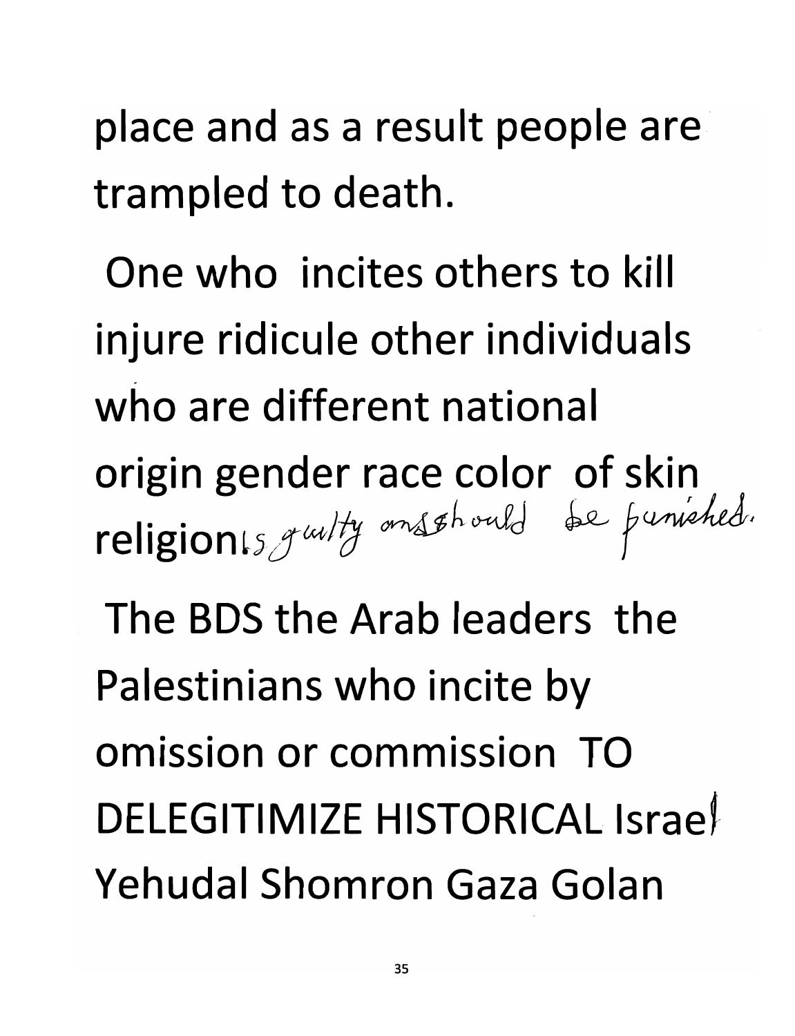place and as a result people are trampled to death.

One who incites others to kill injure ridicule other individuals who are different national origin gender race color of skin religion is guilty and should be punished.

The BDS the Arab leaders the Palestinians who incite by omission or commission TO DELEGITIMIZE HISTORICAL Israel Yehudal Shomron Gaza Golan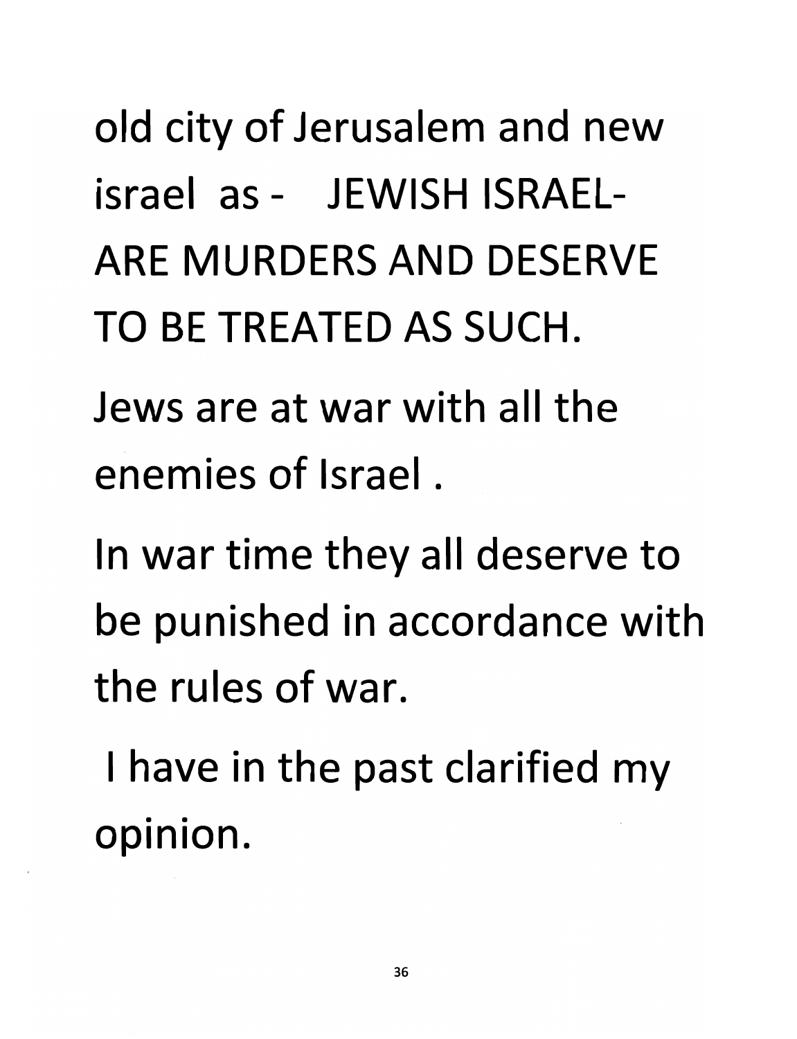old city of Jerusalem and new israel as - JEWISH ISRAEL- ARE MURDERS AND DESERVE TO BE TREATED AS SUCH.

Jews are at war with all the enemies of Israel .

In war time they all deserve to be punished in accordance with the rules of war.

I have in the past clarified my opinion.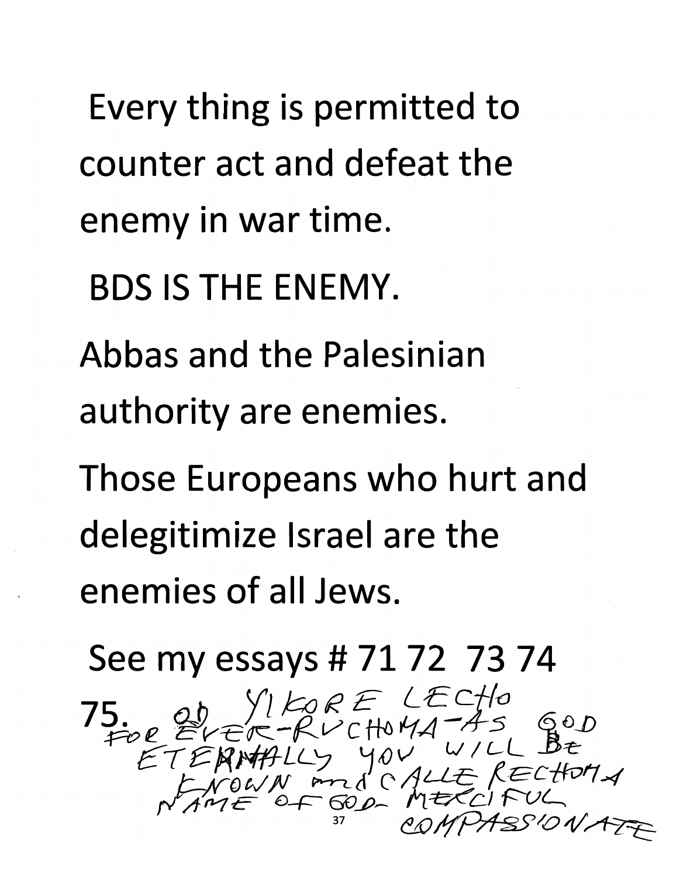Every thing is permitted to counter act and defeat the enemy in war time.

BDS IS THE ENEMY.

Abbas and the Palesinian authority are enemies.

Those Europeans who hurt and delegitimize Israel are the enemies of all Jews.

See my essays # 71 72 73 74 75.

OD YIKORE LECHO
FOR EVER-RUCHOMA-AS GOD
ETERNALLY YOU WILL BE
KNOWN and CALLE RECHOMA
NAME OF GOD- MERCIFUL
COMPASSIONATE